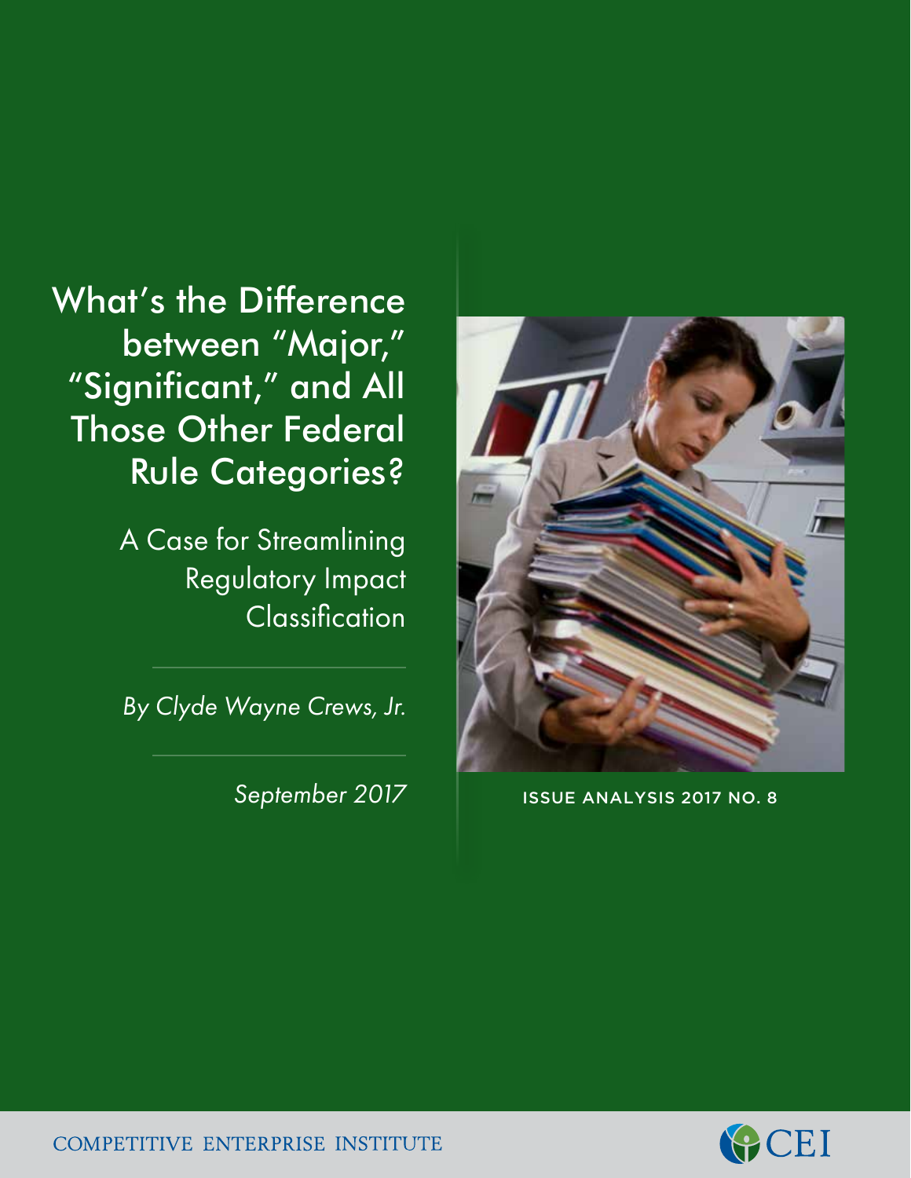# What's the Difference between "Major," "Significant," and All Those Other Federal Rule Categories?

## A Case for Streamlining Regulatory Impact Classification

*By Clyde Wayne Crews, Jr.*

*September 2017*

ISSUE ANALYSIS 2017 NO. 8

COMPETITIVE ENTERPRISE INSTITUTE

CEI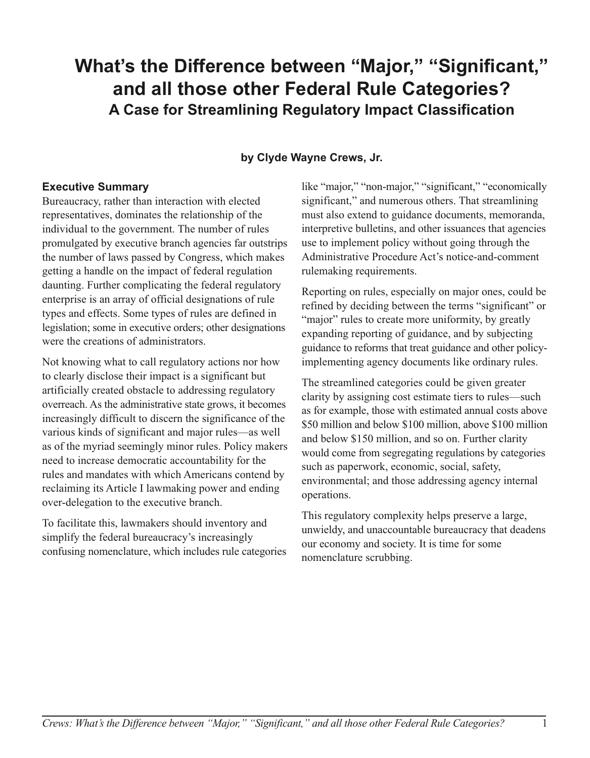# What's the Difference between "Major," "Significant," and all those other Federal Rule Categories?

## A Case for Streamlining Regulatory Impact Classification

**by Clyde Wayne Crews, Jr.**

### Executive Summary

Bureaucracy, rather than interaction with elected representatives, dominates the relationship of the individual to the government. The number of rules promulgated by executive branch agencies far outstrips the number of laws passed by Congress, which makes getting a handle on the impact of federal regulation daunting. Further complicating the federal regulatory enterprise is an array of official designations of rule types and effects. Some types of rules are defined in legislation; some in executive orders; other designations were the creations of administrators.

Not knowing what to call regulatory actions nor how to clearly disclose their impact is a significant but artificially created obstacle to addressing regulatory overreach. As the administrative state grows, it becomes increasingly difficult to discern the significance of the various kinds of significant and major rules—as well as of the myriad seemingly minor rules. Policy makers need to increase democratic accountability for the rules and mandates with which Americans contend by reclaiming its Article I lawmaking power and ending over-delegation to the executive branch.

To facilitate this, lawmakers should inventory and simplify the federal bureaucracy's increasingly confusing nomenclature, which includes rule categories like "major," "non-major," "significant," "economically significant," and numerous others. That streamlining must also extend to guidance documents, memoranda, interpretive bulletins, and other issuances that agencies use to implement policy without going through the Administrative Procedure Act's notice-and-comment rulemaking requirements.

Reporting on rules, especially on major ones, could be refined by deciding between the terms "significant" or "major" rules to create more uniformity, by greatly expanding reporting of guidance, and by subjecting guidance to reforms that treat guidance and other policy-implementing agency documents like ordinary rules.

The streamlined categories could be given greater clarity by assigning cost estimate tiers to rules—such as for example, those with estimated annual costs above $50 million and below $100 million, above $100 million and below $150 million, and so on. Further clarity would come from segregating regulations by categories such as paperwork, economic, social, safety, environmental; and those addressing agency internal operations.

This regulatory complexity helps preserve a large, unwieldy, and unaccountable bureaucracy that deadens our economy and society. It is time for some nomenclature scrubbing.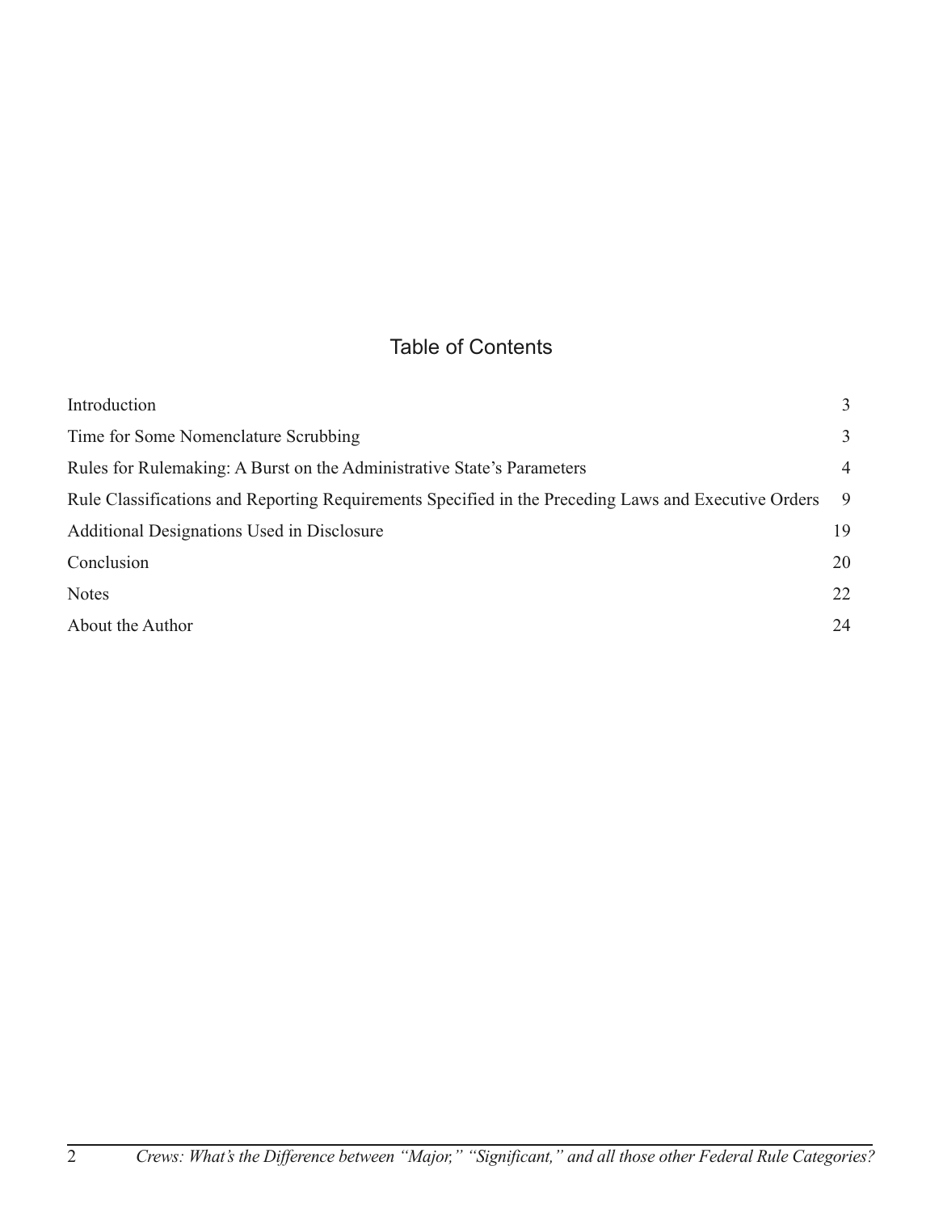## Table of Contents

| | |
|---|---|
| Introduction | 3 |
| Time for Some Nomenclature Scrubbing | 3 |
| Rules for Rulemaking: A Burst on the Administrative State's Parameters | 4 |
| Rule Classifications and Reporting Requirements Specified in the Preceding Laws and Executive Orders | 9 |
| Additional Designations Used in Disclosure | 19 |
| Conclusion | 20 |
| Notes | 22 |
| About the Author | 24 |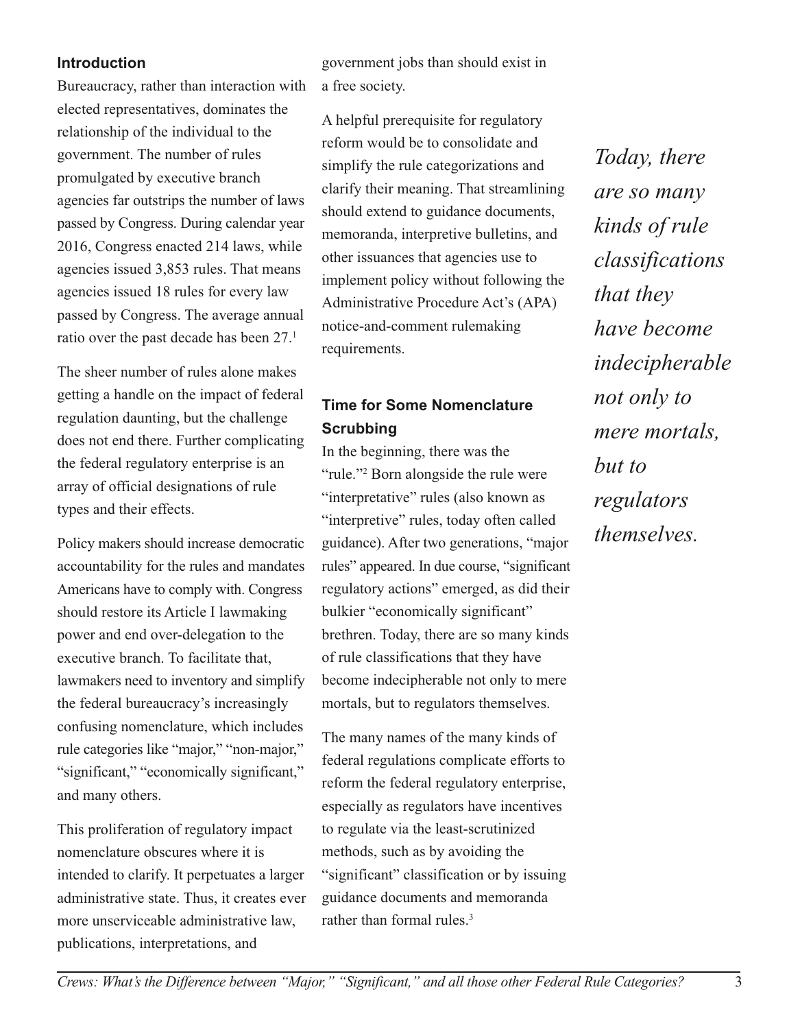## Introduction

Bureaucracy, rather than interaction with elected representatives, dominates the relationship of the individual to the government. The number of rules promulgated by executive branch agencies far outstrips the number of laws passed by Congress. During calendar year 2016, Congress enacted 214 laws, while agencies issued 3,853 rules. That means agencies issued 18 rules for every law passed by Congress. The average annual ratio over the past decade has been 27.[1]

The sheer number of rules alone makes getting a handle on the impact of federal regulation daunting, but the challenge does not end there. Further complicating the federal regulatory enterprise is an array of official designations of rule types and their effects.

Policy makers should increase democratic accountability for the rules and mandates Americans have to comply with. Congress should restore its Article I lawmaking power and end over-delegation to the executive branch. To facilitate that, lawmakers need to inventory and simplify the federal bureaucracy's increasingly confusing nomenclature, which includes rule categories like "major," "non-major," "significant," "economically significant," and many others.

This proliferation of regulatory impact nomenclature obscures where it is intended to clarify. It perpetuates a larger administrative state. Thus, it creates ever more unserviceable administrative law, publications, interpretations, and government jobs than should exist in a free society.

A helpful prerequisite for regulatory reform would be to consolidate and simplify the rule categorizations and clarify their meaning. That streamlining should extend to guidance documents, memoranda, interpretive bulletins, and other issuances that agencies use to implement policy without following the Administrative Procedure Act's (APA) notice-and-comment rulemaking requirements.

## Time for Some Nomenclature Scrubbing

In the beginning, there was the "rule."[2] Born alongside the rule were "interpretative" rules (also known as "interpretive" rules, today often called guidance). After two generations, "major rules" appeared. In due course, "significant regulatory actions" emerged, as did their bulkier "economically significant" brethren. Today, there are so many kinds of rule classifications that they have become indecipherable not only to mere mortals, but to regulators themselves.

The many names of the many kinds of federal regulations complicate efforts to reform the federal regulatory enterprise, especially as regulators have incentives to regulate via the least-scrutinized methods, such as by avoiding the "significant" classification or by issuing guidance documents and memoranda rather than formal rules.[3]

*Today, there are so many kinds of rule classifications that they have become indecipherable not only to mere mortals, but to regulators themselves.*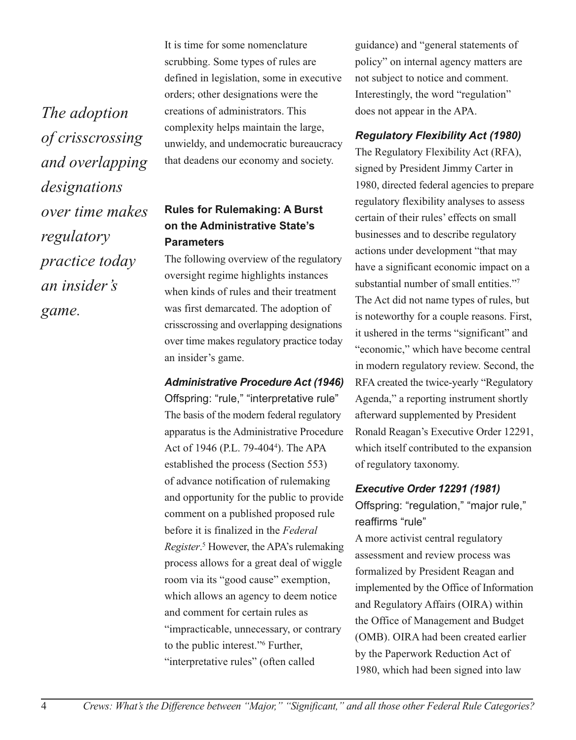It is time for some nomenclature scrubbing. Some types of rules are defined in legislation, some in executive orders; other designations were the creations of administrators. This complexity helps maintain the large, unwieldy, and undemocratic bureaucracy that deadens our economy and society.

*The adoption of crisscrossing and overlapping designations over time makes regulatory practice today an insider's game.*

## Rules for Rulemaking: A Burst on the Administrative State's Parameters

The following overview of the regulatory oversight regime highlights instances when kinds of rules and their treatment was first demarcated. The adoption of crisscrossing and overlapping designations over time makes regulatory practice today an insider's game.

### *Administrative Procedure Act (1946)*

Offspring: "rule," "interpretative rule"

The basis of the modern federal regulatory apparatus is the Administrative Procedure Act of 1946 (P.L. 79-404[4]). The APA established the process (Section 553) of advance notification of rulemaking and opportunity for the public to provide comment on a published proposed rule before it is finalized in the *Federal Register*.[5] However, the APA's rulemaking process allows for a great deal of wiggle room via its "good cause" exemption, which allows an agency to deem notice and comment for certain rules as "impracticable, unnecessary, or contrary to the public interest."[6] Further, "interpretative rules" (often called guidance) and "general statements of policy" on internal agency matters are not subject to notice and comment. Interestingly, the word "regulation" does not appear in the APA.

### *Regulatory Flexibility Act (1980)*

The Regulatory Flexibility Act (RFA), signed by President Jimmy Carter in 1980, directed federal agencies to prepare regulatory flexibility analyses to assess certain of their rules' effects on small businesses and to describe regulatory actions under development "that may have a significant economic impact on a substantial number of small entities."[7] The Act did not name types of rules, but is noteworthy for a couple reasons. First, it ushered in the terms "significant" and "economic," which have become central in modern regulatory review. Second, the RFA created the twice-yearly "Regulatory Agenda," a reporting instrument shortly afterward supplemented by President Ronald Reagan's Executive Order 12291, which itself contributed to the expansion of regulatory taxonomy.

### *Executive Order 12291 (1981)*

Offspring: "regulation," "major rule," reaffirms "rule"

A more activist central regulatory assessment and review process was formalized by President Reagan and implemented by the Office of Information and Regulatory Affairs (OIRA) within the Office of Management and Budget (OMB). OIRA had been created earlier by the Paperwork Reduction Act of 1980, which had been signed into law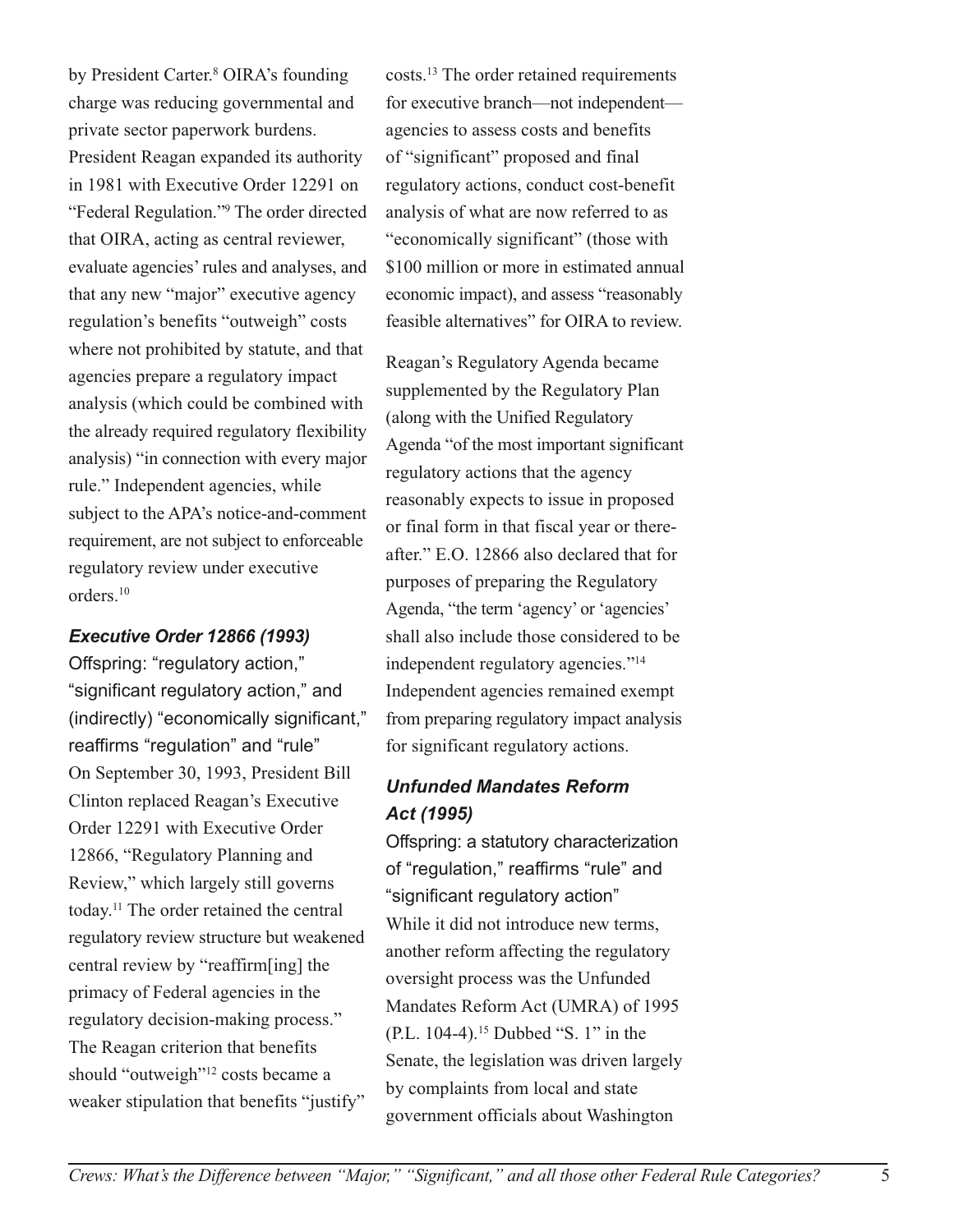by President Carter.[8] OIRA's founding charge was reducing governmental and private sector paperwork burdens. President Reagan expanded its authority in 1981 with Executive Order 12291 on "Federal Regulation."[9] The order directed that OIRA, acting as central reviewer, evaluate agencies' rules and analyses, and that any new "major" executive agency regulation's benefits "outweigh" costs where not prohibited by statute, and that agencies prepare a regulatory impact analysis (which could be combined with the already required regulatory flexibility analysis) "in connection with every major rule." Independent agencies, while subject to the APA's notice-and-comment requirement, are not subject to enforceable regulatory review under executive orders.[10]

### *Executive Order 12866 (1993)*

Offspring: "regulatory action," "significant regulatory action," and (indirectly) "economically significant," reaffirms "regulation" and "rule"

On September 30, 1993, President Bill Clinton replaced Reagan's Executive Order 12291 with Executive Order 12866, "Regulatory Planning and Review," which largely still governs today.[11] The order retained the central regulatory review structure but weakened central review by "reaffirm[ing] the primacy of Federal agencies in the regulatory decision-making process." The Reagan criterion that benefits should "outweigh"[12] costs became a weaker stipulation that benefits "justify" costs.[13] The order retained requirements for executive branch—not independent—agencies to assess costs and benefits of "significant" proposed and final regulatory actions, conduct cost-benefit analysis of what are now referred to as "economically significant" (those with $100 million or more in estimated annual economic impact), and assess "reasonably feasible alternatives" for OIRA to review.

Reagan's Regulatory Agenda became supplemented by the Regulatory Plan (along with the Unified Regulatory Agenda "of the most important significant regulatory actions that the agency reasonably expects to issue in proposed or final form in that fiscal year or thereafter." E.O. 12866 also declared that for purposes of preparing the Regulatory Agenda, "the term 'agency' or 'agencies' shall also include those considered to be independent regulatory agencies."[14] Independent agencies remained exempt from preparing regulatory impact analysis for significant regulatory actions.

### *Unfunded Mandates Reform Act (1995)*

Offspring: a statutory characterization of "regulation," reaffirms "rule" and "significant regulatory action"

While it did not introduce new terms, another reform affecting the regulatory oversight process was the Unfunded Mandates Reform Act (UMRA) of 1995 (P.L. 104-4).[15] Dubbed "S. 1" in the Senate, the legislation was driven largely by complaints from local and state government officials about Washington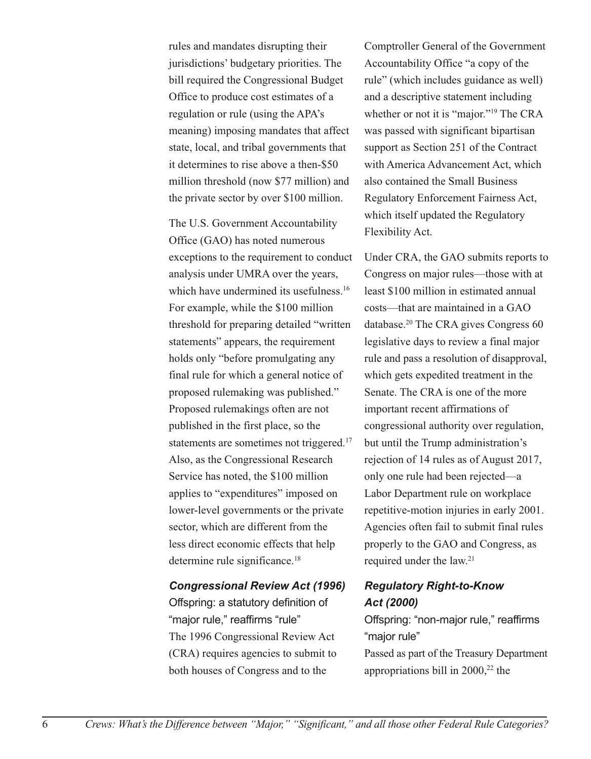rules and mandates disrupting their jurisdictions' budgetary priorities. The bill required the Congressional Budget Office to produce cost estimates of a regulation or rule (using the APA's meaning) imposing mandates that affect state, local, and tribal governments that it determines to rise above a then-$50 million threshold (now $77 million) and the private sector by over $100 million.

The U.S. Government Accountability Office (GAO) has noted numerous exceptions to the requirement to conduct analysis under UMRA over the years, which have undermined its usefulness.[16] For example, while the $100 million threshold for preparing detailed "written statements" appears, the requirement holds only "before promulgating any final rule for which a general notice of proposed rulemaking was published." Proposed rulemakings often are not published in the first place, so the statements are sometimes not triggered.[17] Also, as the Congressional Research Service has noted, the $100 million applies to "expenditures" imposed on lower-level governments or the private sector, which are different from the less direct economic effects that help determine rule significance.[18]

### *Congressional Review Act (1996)*

Offspring: a statutory definition of "major rule," reaffirms "rule"

The 1996 Congressional Review Act (CRA) requires agencies to submit to both houses of Congress and to the Comptroller General of the Government Accountability Office "a copy of the rule" (which includes guidance as well) and a descriptive statement including whether or not it is "major."[19] The CRA was passed with significant bipartisan support as Section 251 of the Contract with America Advancement Act, which also contained the Small Business Regulatory Enforcement Fairness Act, which itself updated the Regulatory Flexibility Act.

Under CRA, the GAO submits reports to Congress on major rules—those with at least $100 million in estimated annual costs—that are maintained in a GAO database.[20] The CRA gives Congress 60 legislative days to review a final major rule and pass a resolution of disapproval, which gets expedited treatment in the Senate. The CRA is one of the more important recent affirmations of congressional authority over regulation, but until the Trump administration's rejection of 14 rules as of August 2017, only one rule had been rejected—a Labor Department rule on workplace repetitive-motion injuries in early 2001. Agencies often fail to submit final rules properly to the GAO and Congress, as required under the law.[21]

### *Regulatory Right-to-Know Act (2000)*

Offspring: "non-major rule," reaffirms "major rule"

Passed as part of the Treasury Department appropriations bill in 2000,[22] the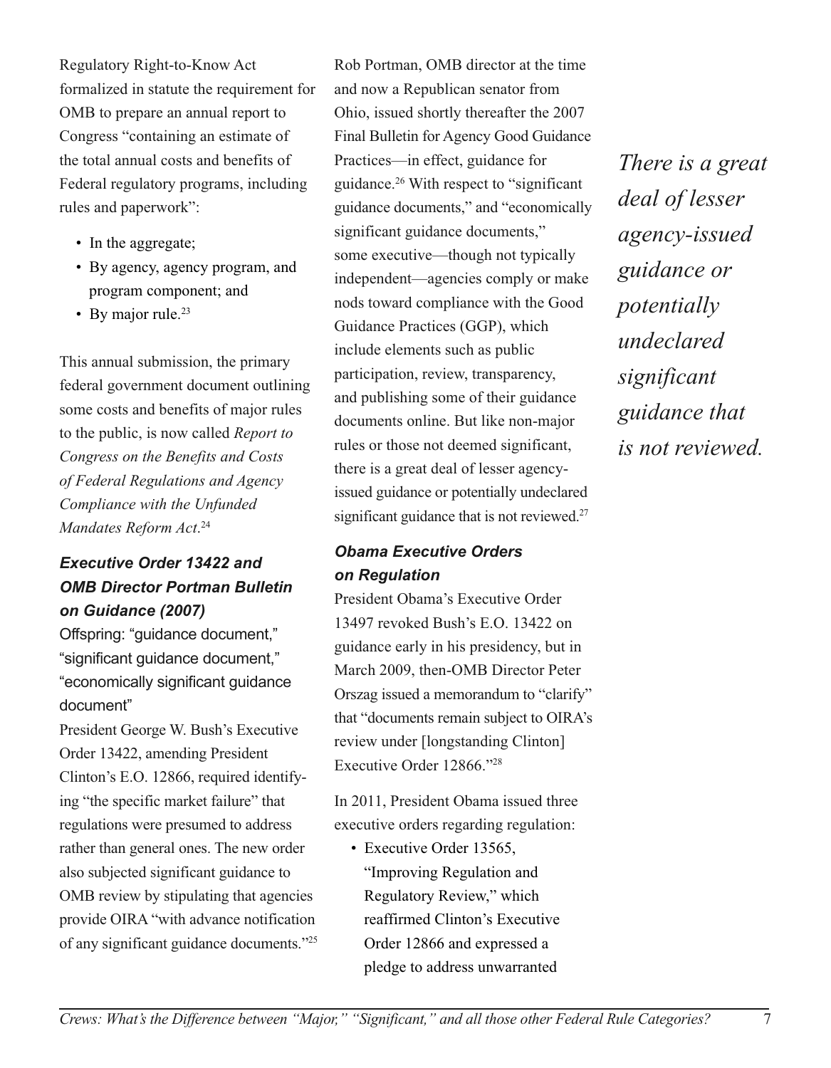Regulatory Right-to-Know Act formalized in statute the requirement for OMB to prepare an annual report to Congress "containing an estimate of the total annual costs and benefits of Federal regulatory programs, including rules and paperwork":

- In the aggregate;
- By agency, agency program, and program component; and
- By major rule.[23]

This annual submission, the primary federal government document outlining some costs and benefits of major rules to the public, is now called *Report to Congress on the Benefits and Costs of Federal Regulations and Agency Compliance with the Unfunded Mandates Reform Act*.[24]

### *Executive Order 13422 and OMB Director Portman Bulletin on Guidance (2007)*

Offspring: "guidance document," "significant guidance document," "economically significant guidance document"

President George W. Bush's Executive Order 13422, amending President Clinton's E.O. 12866, required identifying "the specific market failure" that regulations were presumed to address rather than general ones. The new order also subjected significant guidance to OMB review by stipulating that agencies provide OIRA "with advance notification of any significant guidance documents."[25]

Rob Portman, OMB director at the time and now a Republican senator from Ohio, issued shortly thereafter the 2007 Final Bulletin for Agency Good Guidance Practices—in effect, guidance for guidance.[26] With respect to "significant guidance documents," and "economically significant guidance documents," some executive—though not typically independent—agencies comply or make nods toward compliance with the Good Guidance Practices (GGP), which include elements such as public participation, review, transparency, and publishing some of their guidance documents online. But like non-major rules or those not deemed significant, there is a great deal of lesser agency-issued guidance or potentially undeclared significant guidance that is not reviewed.[27]

*There is a great deal of lesser agency-issued guidance or potentially undeclared significant guidance that is not reviewed.*

### *Obama Executive Orders on Regulation*

President Obama's Executive Order 13497 revoked Bush's E.O. 13422 on guidance early in his presidency, but in March 2009, then-OMB Director Peter Orszag issued a memorandum to "clarify" that "documents remain subject to OIRA's review under [longstanding Clinton] Executive Order 12866."[28]

In 2011, President Obama issued three executive orders regarding regulation:

- Executive Order 13565, "Improving Regulation and Regulatory Review," which reaffirmed Clinton's Executive Order 12866 and expressed a pledge to address unwarranted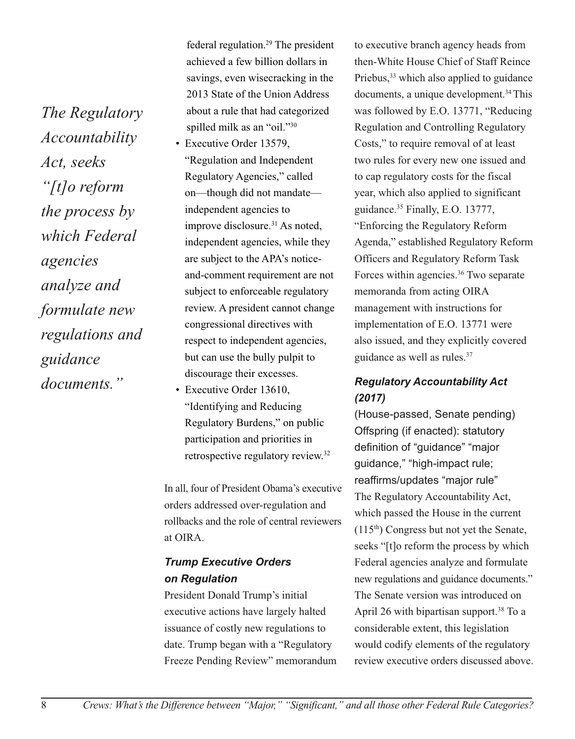*The Regulatory Accountability Act, seeks "[t]o reform the process by which Federal agencies analyze and formulate new regulations and guidance documents."*

federal regulation.[29] The president achieved a few billion dollars in savings, even wisecracking in the 2013 State of the Union Address about a rule that had categorized spilled milk as an "oil."[30]

- Executive Order 13579, "Regulation and Independent Regulatory Agencies," called on—though did not mandate—independent agencies to improve disclosure.[31] As noted, independent agencies, while they are subject to the APA's notice-and-comment requirement are not subject to enforceable regulatory review. A president cannot change congressional directives with respect to independent agencies, but can use the bully pulpit to discourage their excesses.
- Executive Order 13610, "Identifying and Reducing Regulatory Burdens," on public participation and priorities in retrospective regulatory review.[32]

In all, four of President Obama's executive orders addressed over-regulation and rollbacks and the role of central reviewers at OIRA.

### *Trump Executive Orders on Regulation*

President Donald Trump's initial executive actions have largely halted issuance of costly new regulations to date. Trump began with a "Regulatory Freeze Pending Review" memorandum to executive branch agency heads from then-White House Chief of Staff Reince Priebus,[33] which also applied to guidance documents, a unique development.[34] This was followed by E.O. 13771, "Reducing Regulation and Controlling Regulatory Costs," to require removal of at least two rules for every new one issued and to cap regulatory costs for the fiscal year, which also applied to significant guidance.[35] Finally, E.O. 13777, "Enforcing the Regulatory Reform Agenda," established Regulatory Reform Officers and Regulatory Reform Task Forces within agencies.[36] Two separate memoranda from acting OIRA management with instructions for implementation of E.O. 13771 were also issued, and they explicitly covered guidance as well as rules.[37]

### *Regulatory Accountability Act (2017)*

(House-passed, Senate pending)
Offspring (if enacted): statutory definition of "guidance" "major guidance," "high-impact rule; reaffirms/updates "major rule"

The Regulatory Accountability Act, which passed the House in the current (115th) Congress but not yet the Senate, seeks "[t]o reform the process by which Federal agencies analyze and formulate new regulations and guidance documents." The Senate version was introduced on April 26 with bipartisan support.[38] To a considerable extent, this legislation would codify elements of the regulatory review executive orders discussed above.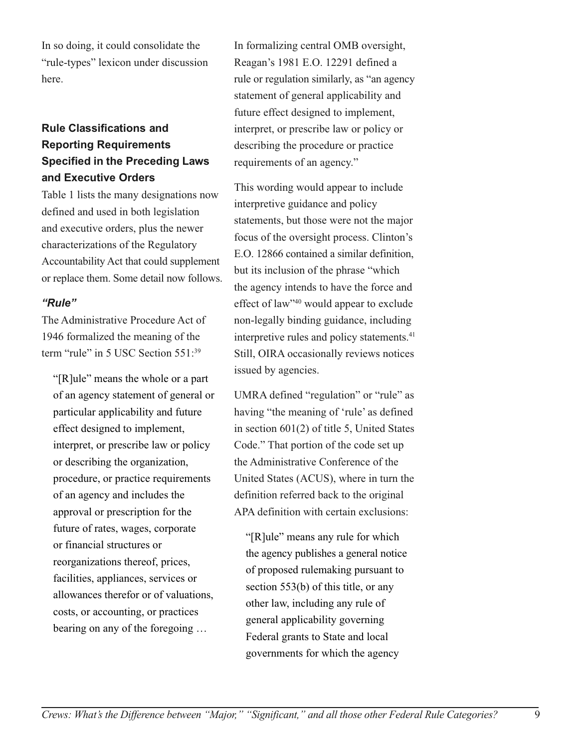In so doing, it could consolidate the "rule-types" lexicon under discussion here.

## Rule Classifications and Reporting Requirements Specified in the Preceding Laws and Executive Orders

Table 1 lists the many designations now defined and used in both legislation and executive orders, plus the newer characterizations of the Regulatory Accountability Act that could supplement or replace them. Some detail now follows.

### *"Rule"*

The Administrative Procedure Act of 1946 formalized the meaning of the term "rule" in 5 USC Section 551:[39]

> "[R]ule" means the whole or a part of an agency statement of general or particular applicability and future effect designed to implement, interpret, or prescribe law or policy or describing the organization, procedure, or practice requirements of an agency and includes the approval or prescription for the future of rates, wages, corporate or financial structures or reorganizations thereof, prices, facilities, appliances, services or allowances therefor or of valuations, costs, or accounting, or practices bearing on any of the foregoing …

In formalizing central OMB oversight, Reagan's 1981 E.O. 12291 defined a rule or regulation similarly, as "an agency statement of general applicability and future effect designed to implement, interpret, or prescribe law or policy or describing the procedure or practice requirements of an agency."

This wording would appear to include interpretive guidance and policy statements, but those were not the major focus of the oversight process. Clinton's E.O. 12866 contained a similar definition, but its inclusion of the phrase "which the agency intends to have the force and effect of law"[40] would appear to exclude non-legally binding guidance, including interpretive rules and policy statements.[41] Still, OIRA occasionally reviews notices issued by agencies.

UMRA defined "regulation" or "rule" as having "the meaning of 'rule' as defined in section 601(2) of title 5, United States Code." That portion of the code set up the Administrative Conference of the United States (ACUS), where in turn the definition referred back to the original APA definition with certain exclusions:

> "[R]ule" means any rule for which the agency publishes a general notice of proposed rulemaking pursuant to section 553(b) of this title, or any other law, including any rule of general applicability governing Federal grants to State and local governments for which the agency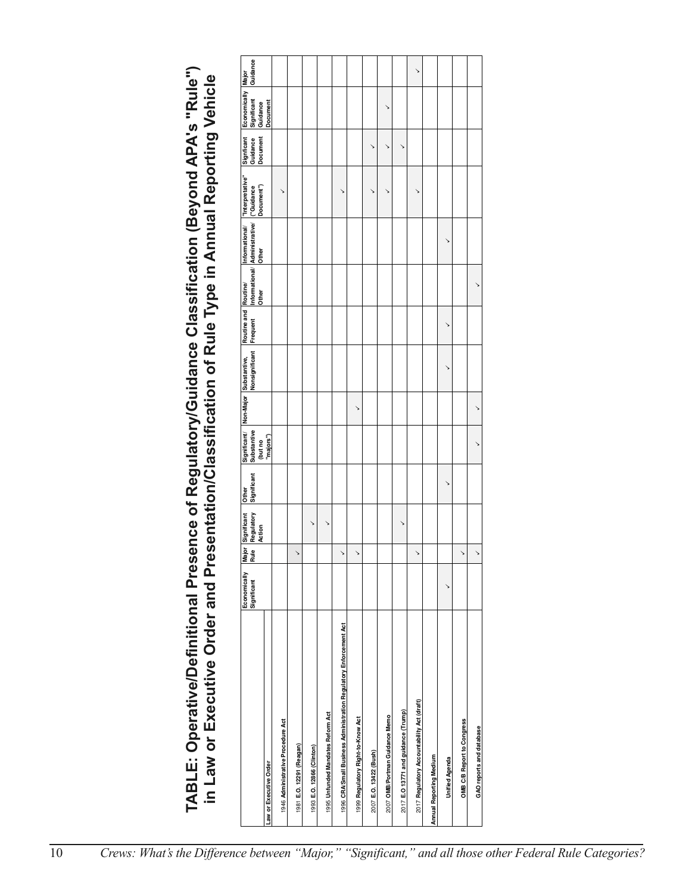# TABLE: Operative/Definitional Presence of Regulatory/Guidance Classification (Beyond APA's "Rule") in Law or Executive Order and Presentation/Classification of Rule Type in Annual Reporting Vehicle

| | Economically Significant | Major Rule | Significant Regulatory Action | Other Significant | Significant/ Substantive (but no "majors") | Non-Major | Substantive, Nonsignificant | Routine and Frequent | Routine/ Informational/ Other | Informational/ Administrative/ Other | "Interpretative" ("Guidance Document") | Significant Guidance Document | Economically Significant Guidance Document | Major Guidance |
|---|---|---|---|---|---|---|---|---|---|---|---|---|---|---|
| **Law or Executive Order** | | | | | | | | | | | | | | |
| 1946 **Administrative Procedure Act** | | | | | | | | | | | ✓ | | | |
| 1981 **E.O. 12291 (Reagan)** | | ✓ | | | | | | | | | | | | |
| 1993 **E.O. 12866 (Clinton)** | | | ✓ | | | | | | | | | | | |
| 1995 **Unfunded Mandates Reform Act** | | | ✓ | | | | | | | | | | | |
| 1996 **CRA/Small Business Administration Regulatory Enforcement Act** | | ✓ | | | | | | | | | ✓ | | | |
| 1999 **Regulatory Right-to-Know Act** | | ✓ | | | | ✓ | | | | | | | | |
| 2007 **E.O. 13422 (Bush)** | | | | | | | | | | | ✓ | ✓ | | |
| 2007 **OMB/Portman Guidance Memo** | | | | | | | | | | | ✓ | ✓ | ✓ | |
| 2017 **E.O 13771 and guidance (Trump)** | | | ✓ | | | | | | | | | ✓ | | |
| 2017 **Regulatory Accountability Act (draft)** | | ✓ | | | | | | | | | ✓ | | | ✓ |
| **Annual Reporting Medium** | | | | | | | | | | | | | | |
| **Unified Agenda** | ✓ | | | ✓ | | | ✓ | ✓ | | ✓ | | | | |
| **OMB C/B Report to Congress** | | ✓ | | | | | | | | | | | | |
| **GAO reports and database** | | ✓ | | | ✓ | ✓ | | | ✓ | | | | | |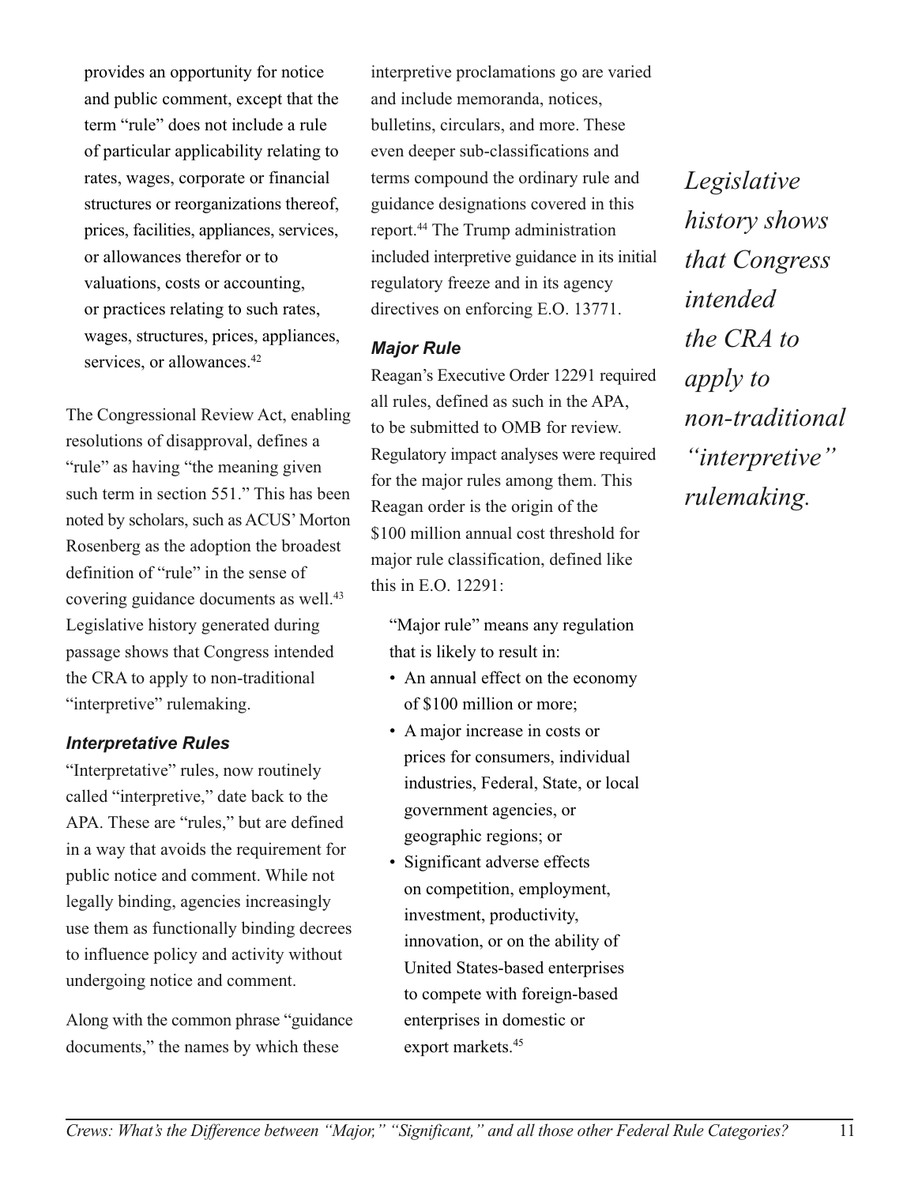provides an opportunity for notice and public comment, except that the term "rule" does not include a rule of particular applicability relating to rates, wages, corporate or financial structures or reorganizations thereof, prices, facilities, appliances, services, or allowances therefor or to valuations, costs or accounting, or practices relating to such rates, wages, structures, prices, appliances, services, or allowances.[42]

The Congressional Review Act, enabling resolutions of disapproval, defines a "rule" as having "the meaning given such term in section 551." This has been noted by scholars, such as ACUS' Morton Rosenberg as the adoption the broadest definition of "rule" in the sense of covering guidance documents as well.[43] Legislative history generated during passage shows that Congress intended the CRA to apply to non-traditional "interpretive" rulemaking.

*Legislative history shows that Congress intended the CRA to apply to non-traditional "interpretive" rulemaking.*

### *Interpretative Rules*

"Interpretative" rules, now routinely called "interpretive," date back to the APA. These are "rules," but are defined in a way that avoids the requirement for public notice and comment. While not legally binding, agencies increasingly use them as functionally binding decrees to influence policy and activity without undergoing notice and comment.

Along with the common phrase "guidance documents," the names by which these interpretive proclamations go are varied and include memoranda, notices, bulletins, circulars, and more. These even deeper sub-classifications and terms compound the ordinary rule and guidance designations covered in this report.[44] The Trump administration included interpretive guidance in its initial regulatory freeze and in its agency directives on enforcing E.O. 13771.

### *Major Rule*

Reagan's Executive Order 12291 required all rules, defined as such in the APA, to be submitted to OMB for review. Regulatory impact analyses were required for the major rules among them. This Reagan order is the origin of the $100 million annual cost threshold for major rule classification, defined like this in E.O. 12291:

> "Major rule" means any regulation that is likely to result in:
>
> - An annual effect on the economy of $100 million or more;
> - A major increase in costs or prices for consumers, individual industries, Federal, State, or local government agencies, or geographic regions; or
> - Significant adverse effects on competition, employment, investment, productivity, innovation, or on the ability of United States-based enterprises to compete with foreign-based enterprises in domestic or export markets.[45]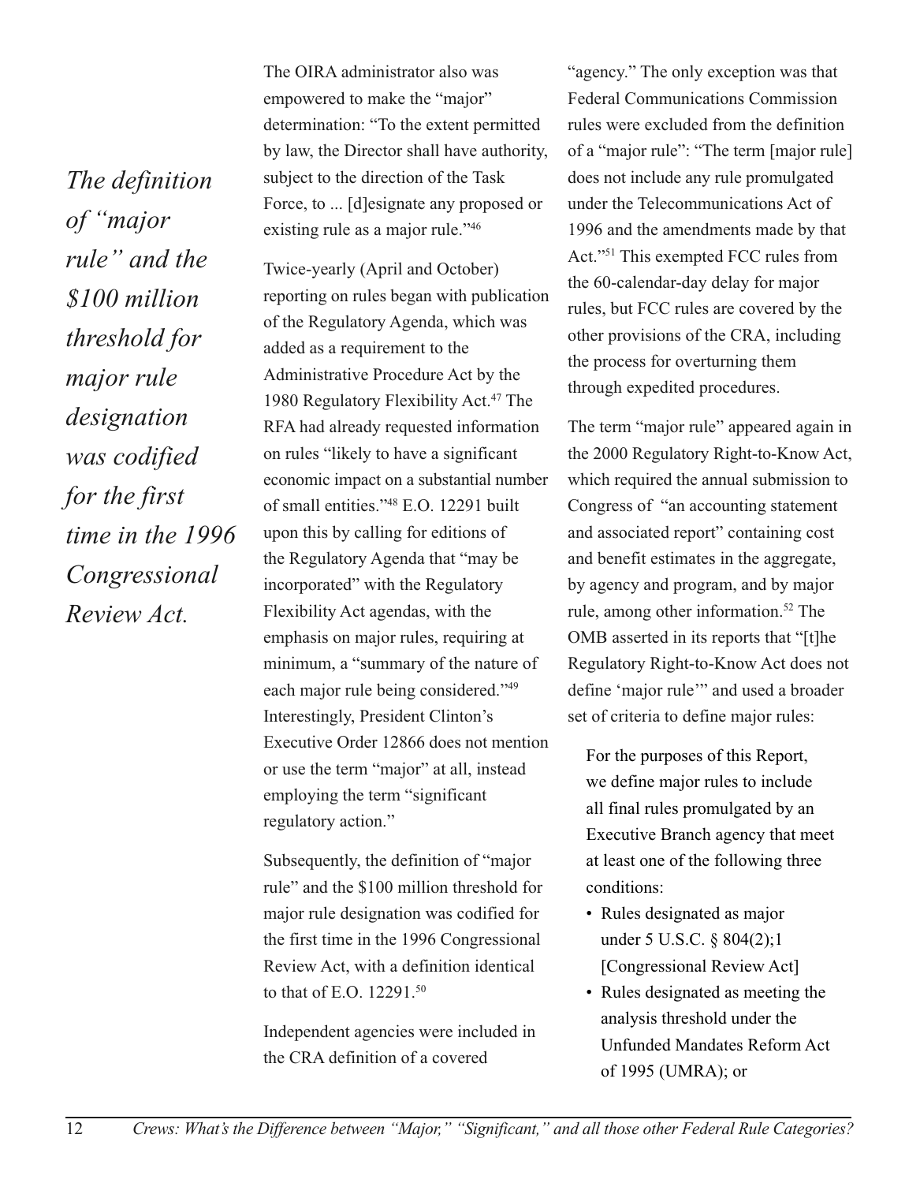*The definition of "major rule" and the $100 million threshold for major rule designation was codified for the first time in the 1996 Congressional Review Act.*

The OIRA administrator also was empowered to make the "major" determination: "To the extent permitted by law, the Director shall have authority, subject to the direction of the Task Force, to ... [d]esignate any proposed or existing rule as a major rule."[46]

Twice-yearly (April and October) reporting on rules began with publication of the Regulatory Agenda, which was added as a requirement to the Administrative Procedure Act by the 1980 Regulatory Flexibility Act.[47] The RFA had already requested information on rules "likely to have a significant economic impact on a substantial number of small entities."[48] E.O. 12291 built upon this by calling for editions of the Regulatory Agenda that "may be incorporated" with the Regulatory Flexibility Act agendas, with the emphasis on major rules, requiring at minimum, a "summary of the nature of each major rule being considered."[49] Interestingly, President Clinton's Executive Order 12866 does not mention or use the term "major" at all, instead employing the term "significant regulatory action."

Subsequently, the definition of "major rule" and the $100 million threshold for major rule designation was codified for the first time in the 1996 Congressional Review Act, with a definition identical to that of E.O. 12291.[50]

Independent agencies were included in the CRA definition of a covered "agency." The only exception was that Federal Communications Commission rules were excluded from the definition of a "major rule": "The term [major rule] does not include any rule promulgated under the Telecommunications Act of 1996 and the amendments made by that Act."[51] This exempted FCC rules from the 60-calendar-day delay for major rules, but FCC rules are covered by the other provisions of the CRA, including the process for overturning them through expedited procedures.

The term "major rule" appeared again in the 2000 Regulatory Right-to-Know Act, which required the annual submission to Congress of "an accounting statement and associated report" containing cost and benefit estimates in the aggregate, by agency and program, and by major rule, among other information.[52] The OMB asserted in its reports that "[t]he Regulatory Right-to-Know Act does not define 'major rule'" and used a broader set of criteria to define major rules:

> For the purposes of this Report, we define major rules to include all final rules promulgated by an Executive Branch agency that meet at least one of the following three conditions:
>
> - Rules designated as major under 5 U.S.C. § 804(2);1 [Congressional Review Act]
> - Rules designated as meeting the analysis threshold under the Unfunded Mandates Reform Act of 1995 (UMRA); or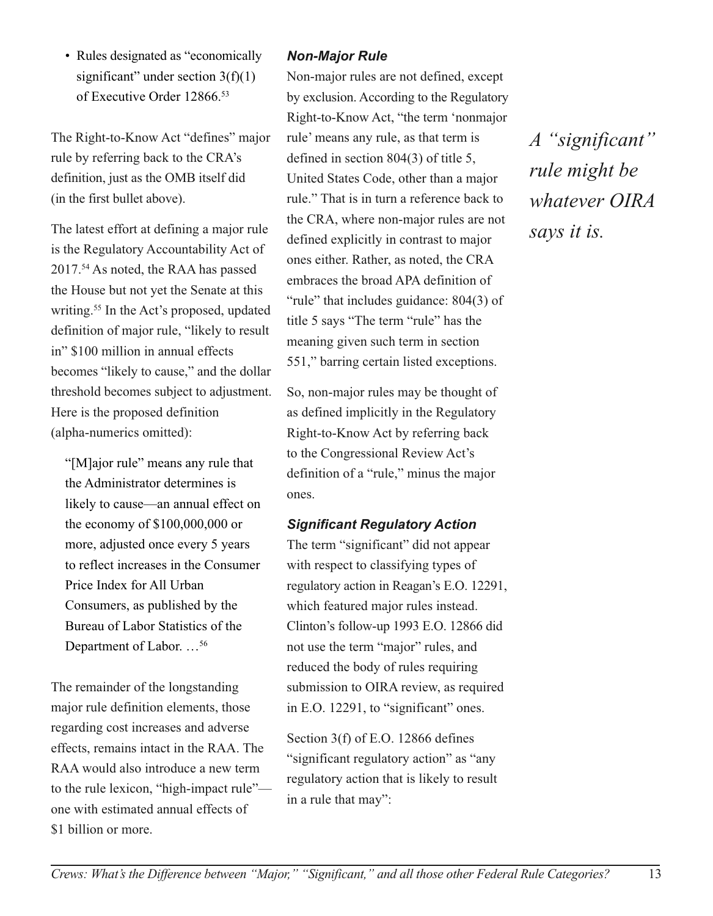- Rules designated as "economically significant" under section 3(f)(1) of Executive Order 12866.[53]

The Right-to-Know Act "defines" major rule by referring back to the CRA's definition, just as the OMB itself did (in the first bullet above).

The latest effort at defining a major rule is the Regulatory Accountability Act of 2017.[54] As noted, the RAA has passed the House but not yet the Senate at this writing.[55] In the Act's proposed, updated definition of major rule, "likely to result in" $100 million in annual effects becomes "likely to cause," and the dollar threshold becomes subject to adjustment. Here is the proposed definition (alpha-numerics omitted):

> "[M]ajor rule" means any rule that the Administrator determines is likely to cause—an annual effect on the economy of $100,000,000 or more, adjusted once every 5 years to reflect increases in the Consumer Price Index for All Urban Consumers, as published by the Bureau of Labor Statistics of the Department of Labor. …[56]

The remainder of the longstanding major rule definition elements, those regarding cost increases and adverse effects, remains intact in the RAA. The RAA would also introduce a new term to the rule lexicon, "high-impact rule"—one with estimated annual effects of $1 billion or more.

### *Non-Major Rule*

Non-major rules are not defined, except by exclusion. According to the Regulatory Right-to-Know Act, "the term 'nonmajor rule' means any rule, as that term is defined in section 804(3) of title 5, United States Code, other than a major rule." That is in turn a reference back to the CRA, where non-major rules are not defined explicitly in contrast to major ones either. Rather, as noted, the CRA embraces the broad APA definition of "rule" that includes guidance: 804(3) of title 5 says "The term "rule" has the meaning given such term in section 551," barring certain listed exceptions.

So, non-major rules may be thought of as defined implicitly in the Regulatory Right-to-Know Act by referring back to the Congressional Review Act's definition of a "rule," minus the major ones.

*A "significant" rule might be whatever OIRA says it is.*

### *Significant Regulatory Action*

The term "significant" did not appear with respect to classifying types of regulatory action in Reagan's E.O. 12291, which featured major rules instead. Clinton's follow-up 1993 E.O. 12866 did not use the term "major" rules, and reduced the body of rules requiring submission to OIRA review, as required in E.O. 12291, to "significant" ones.

Section 3(f) of E.O. 12866 defines "significant regulatory action" as "any regulatory action that is likely to result in a rule that may":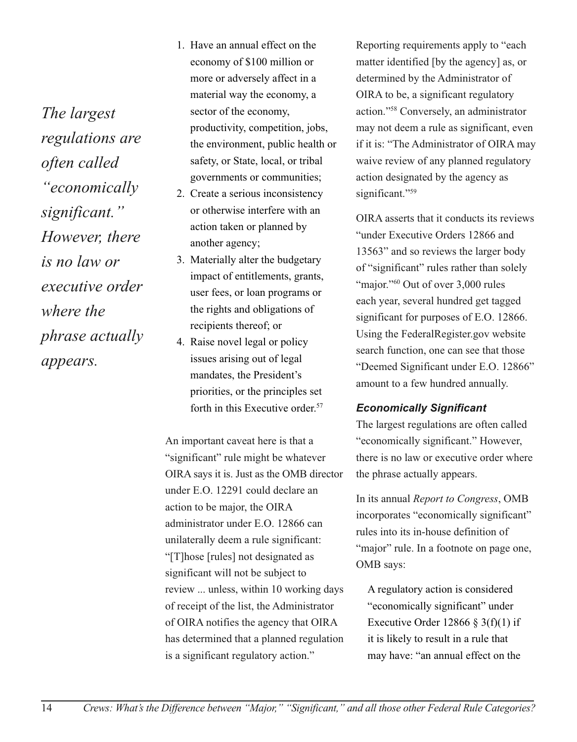1. Have an annual effect on the economy of $100 million or more or adversely affect in a material way the economy, a sector of the economy, productivity, competition, jobs, the environment, public health or safety, or State, local, or tribal governments or communities;
2. Create a serious inconsistency or otherwise interfere with an action taken or planned by another agency;
3. Materially alter the budgetary impact of entitlements, grants, user fees, or loan programs or the rights and obligations of recipients thereof; or
4. Raise novel legal or policy issues arising out of legal mandates, the President's priorities, or the principles set forth in this Executive order.[57]

An important caveat here is that a "significant" rule might be whatever OIRA says it is. Just as the OMB director under E.O. 12291 could declare an action to be major, the OIRA administrator under E.O. 12866 can unilaterally deem a rule significant: "[T]hose [rules] not designated as significant will not be subject to review ... unless, within 10 working days of receipt of the list, the Administrator of OIRA notifies the agency that OIRA has determined that a planned regulation is a significant regulatory action."

Reporting requirements apply to "each matter identified [by the agency] as, or determined by the Administrator of OIRA to be, a significant regulatory action."[58] Conversely, an administrator may not deem a rule as significant, even if it is: "The Administrator of OIRA may waive review of any planned regulatory action designated by the agency as significant."[59]

OIRA asserts that it conducts its reviews "under Executive Orders 12866 and 13563" and so reviews the larger body of "significant" rules rather than solely "major."[60] Out of over 3,000 rules each year, several hundred get tagged significant for purposes of E.O. 12866. Using the FederalRegister.gov website search function, one can see that those "Deemed Significant under E.O. 12866" amount to a few hundred annually.

### *Economically Significant*

The largest regulations are often called "economically significant." However, there is no law or executive order where the phrase actually appears.

*The largest regulations are often called "economically significant." However, there is no law or executive order where the phrase actually appears.*

In its annual *Report to Congress*, OMB incorporates "economically significant" rules into its in-house definition of "major" rule. In a footnote on page one, OMB says:

> A regulatory action is considered "economically significant" under Executive Order 12866 § 3(f)(1) if it is likely to result in a rule that may have: "an annual effect on the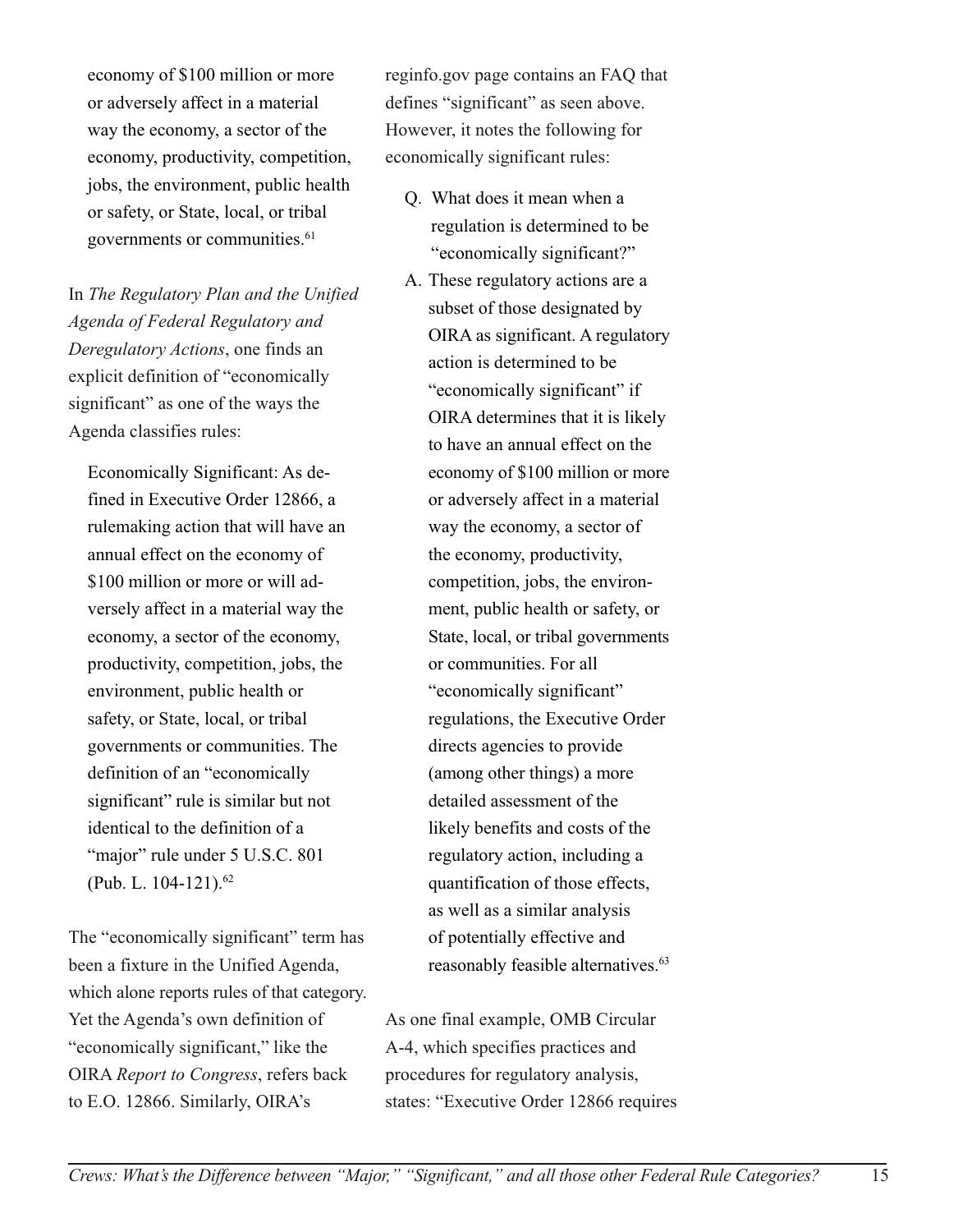> economy of $100 million or more or adversely affect in a material way the economy, a sector of the economy, productivity, competition, jobs, the environment, public health or safety, or State, local, or tribal governments or communities.[61]

In *The Regulatory Plan and the Unified Agenda of Federal Regulatory and Deregulatory Actions*, one finds an explicit definition of "economically significant" as one of the ways the Agenda classifies rules:

> Economically Significant: As defined in Executive Order 12866, a rulemaking action that will have an annual effect on the economy of $100 million or more or will adversely affect in a material way the economy, a sector of the economy, productivity, competition, jobs, the environment, public health or safety, or State, local, or tribal governments or communities. The definition of an "economically significant" rule is similar but not identical to the definition of a "major" rule under 5 U.S.C. 801 (Pub. L. 104-121).[62]

The "economically significant" term has been a fixture in the Unified Agenda, which alone reports rules of that category. Yet the Agenda's own definition of "economically significant," like the OIRA *Report to Congress*, refers back to E.O. 12866. Similarly, OIRA's reginfo.gov page contains an FAQ that defines "significant" as seen above. However, it notes the following for economically significant rules:

> Q. What does it mean when a regulation is determined to be "economically significant?"
>
> A. These regulatory actions are a subset of those designated by OIRA as significant. A regulatory action is determined to be "economically significant" if OIRA determines that it is likely to have an annual effect on the economy of $100 million or more or adversely affect in a material way the economy, a sector of the economy, productivity, competition, jobs, the environment, public health or safety, or State, local, or tribal governments or communities. For all "economically significant" regulations, the Executive Order directs agencies to provide (among other things) a more detailed assessment of the likely benefits and costs of the regulatory action, including a quantification of those effects, as well as a similar analysis of potentially effective and reasonably feasible alternatives.[63]

As one final example, OMB Circular A-4, which specifies practices and procedures for regulatory analysis, states: "Executive Order 12866 requires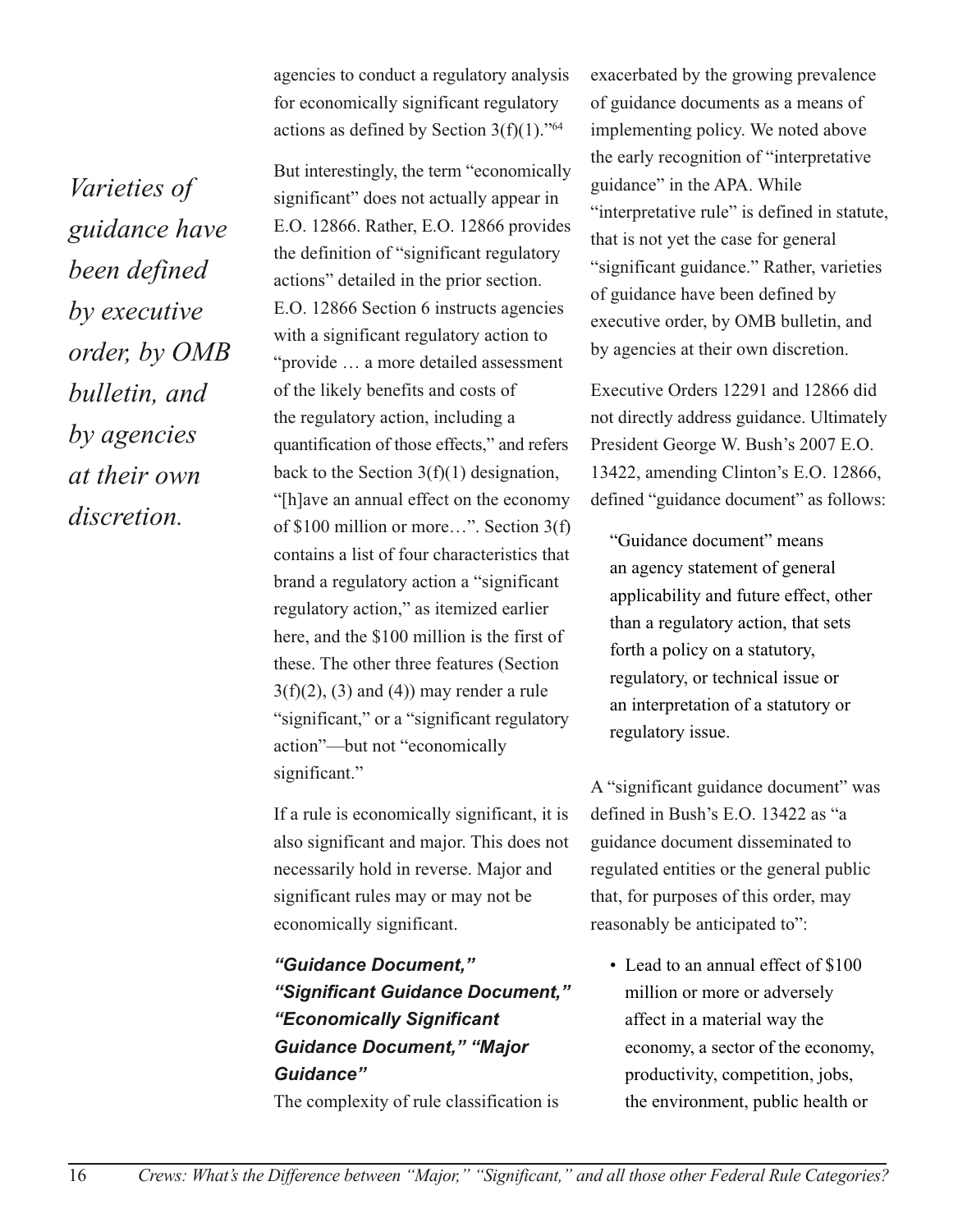agencies to conduct a regulatory analysis for economically significant regulatory actions as defined by Section 3(f)(1)."[64]

*Varieties of guidance have been defined by executive order, by OMB bulletin, and by agencies at their own discretion.*

But interestingly, the term "economically significant" does not actually appear in E.O. 12866. Rather, E.O. 12866 provides the definition of "significant regulatory actions" detailed in the prior section. E.O. 12866 Section 6 instructs agencies with a significant regulatory action to "provide … a more detailed assessment of the likely benefits and costs of the regulatory action, including a quantification of those effects," and refers back to the Section 3(f)(1) designation, "[h]ave an annual effect on the economy of $100 million or more…". Section 3(f) contains a list of four characteristics that brand a regulatory action a "significant regulatory action," as itemized earlier here, and the $100 million is the first of these. The other three features (Section 3(f)(2), (3) and (4)) may render a rule "significant," or a "significant regulatory action"—but not "economically significant."

If a rule is economically significant, it is also significant and major. This does not necessarily hold in reverse. Major and significant rules may or may not be economically significant.

### *"Guidance Document," "Significant Guidance Document," "Economically Significant Guidance Document," "Major Guidance"*

The complexity of rule classification is exacerbated by the growing prevalence of guidance documents as a means of implementing policy. We noted above the early recognition of "interpretative guidance" in the APA. While "interpretative rule" is defined in statute, that is not yet the case for general "significant guidance." Rather, varieties of guidance have been defined by executive order, by OMB bulletin, and by agencies at their own discretion.

Executive Orders 12291 and 12866 did not directly address guidance. Ultimately President George W. Bush's 2007 E.O. 13422, amending Clinton's E.O. 12866, defined "guidance document" as follows:

> "Guidance document" means an agency statement of general applicability and future effect, other than a regulatory action, that sets forth a policy on a statutory, regulatory, or technical issue or an interpretation of a statutory or regulatory issue.

A "significant guidance document" was defined in Bush's E.O. 13422 as "a guidance document disseminated to regulated entities or the general public that, for purposes of this order, may reasonably be anticipated to":

- Lead to an annual effect of $100 million or more or adversely affect in a material way the economy, a sector of the economy, productivity, competition, jobs, the environment, public health or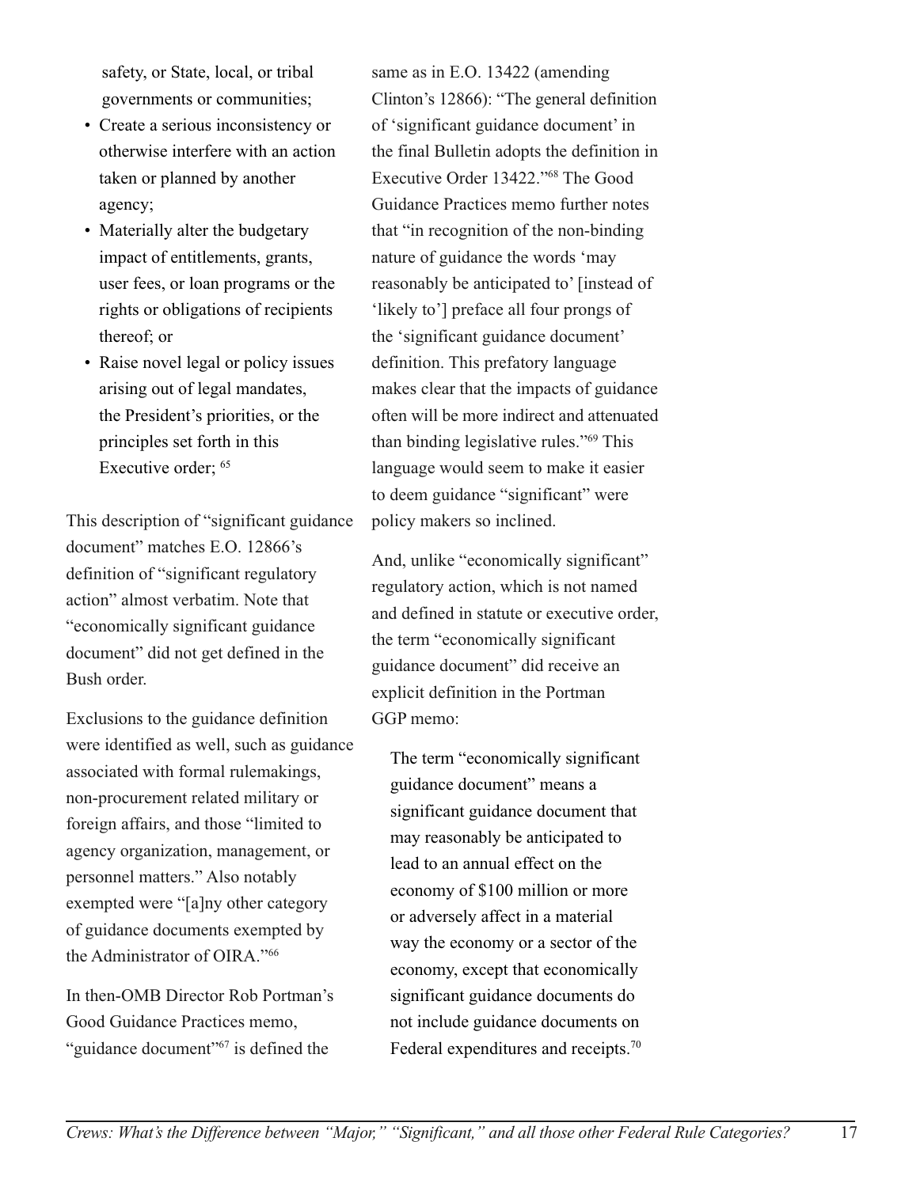safety, or State, local, or tribal governments or communities;

- Create a serious inconsistency or otherwise interfere with an action taken or planned by another agency;
- Materially alter the budgetary impact of entitlements, grants, user fees, or loan programs or the rights or obligations of recipients thereof; or
- Raise novel legal or policy issues arising out of legal mandates, the President's priorities, or the principles set forth in this Executive order; [65]

This description of "significant guidance document" matches E.O. 12866's definition of "significant regulatory action" almost verbatim. Note that "economically significant guidance document" did not get defined in the Bush order.

Exclusions to the guidance definition were identified as well, such as guidance associated with formal rulemakings, non-procurement related military or foreign affairs, and those "limited to agency organization, management, or personnel matters." Also notably exempted were "[a]ny other category of guidance documents exempted by the Administrator of OIRA."[66]

In then-OMB Director Rob Portman's Good Guidance Practices memo, "guidance document"[67] is defined the same as in E.O. 13422 (amending Clinton's 12866): "The general definition of 'significant guidance document' in the final Bulletin adopts the definition in Executive Order 13422."[68] The Good Guidance Practices memo further notes that "in recognition of the non-binding nature of guidance the words 'may reasonably be anticipated to' [instead of 'likely to'] preface all four prongs of the 'significant guidance document' definition. This prefatory language makes clear that the impacts of guidance often will be more indirect and attenuated than binding legislative rules."[69] This language would seem to make it easier to deem guidance "significant" were policy makers so inclined.

And, unlike "economically significant" regulatory action, which is not named and defined in statute or executive order, the term "economically significant guidance document" did receive an explicit definition in the Portman GGP memo:

> The term "economically significant guidance document" means a significant guidance document that may reasonably be anticipated to lead to an annual effect on the economy of $100 million or more or adversely affect in a material way the economy or a sector of the economy, except that economically significant guidance documents do not include guidance documents on Federal expenditures and receipts.[70]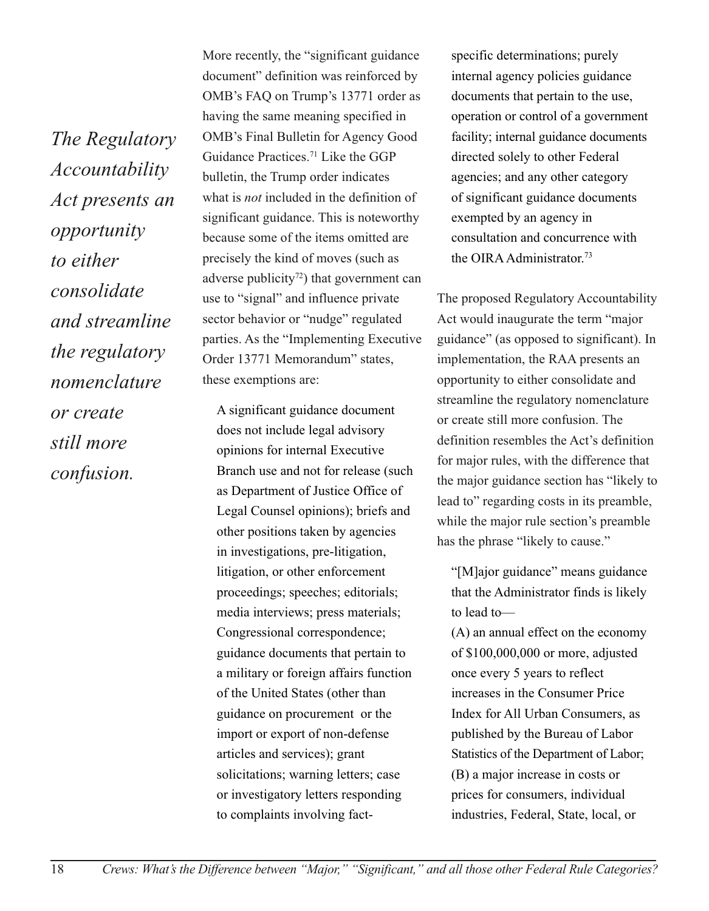*The Regulatory Accountability Act presents an opportunity to either consolidate and streamline the regulatory nomenclature or create still more confusion.*

More recently, the "significant guidance document" definition was reinforced by OMB's FAQ on Trump's 13771 order as having the same meaning specified in OMB's Final Bulletin for Agency Good Guidance Practices.[71] Like the GGP bulletin, the Trump order indicates what is *not* included in the definition of significant guidance. This is noteworthy because some of the items omitted are precisely the kind of moves (such as adverse publicity[72]) that government can use to "signal" and influence private sector behavior or "nudge" regulated parties. As the "Implementing Executive Order 13771 Memorandum" states, these exemptions are:

> A significant guidance document does not include legal advisory opinions for internal Executive Branch use and not for release (such as Department of Justice Office of Legal Counsel opinions); briefs and other positions taken by agencies in investigations, pre-litigation, litigation, or other enforcement proceedings; speeches; editorials; media interviews; press materials; Congressional correspondence; guidance documents that pertain to a military or foreign affairs function of the United States (other than guidance on procurement or the import or export of non-defense articles and services); grant solicitations; warning letters; case or investigatory letters responding to complaints involving fact-specific determinations; purely internal agency policies guidance documents that pertain to the use, operation or control of a government facility; internal guidance documents directed solely to other Federal agencies; and any other category of significant guidance documents exempted by an agency in consultation and concurrence with the OIRA Administrator.[73]

The proposed Regulatory Accountability Act would inaugurate the term "major guidance" (as opposed to significant). In implementation, the RAA presents an opportunity to either consolidate and streamline the regulatory nomenclature or create still more confusion. The definition resembles the Act's definition for major rules, with the difference that the major guidance section has "likely to lead to" regarding costs in its preamble, while the major rule section's preamble has the phrase "likely to cause."

> "[M]ajor guidance" means guidance that the Administrator finds is likely to lead to—
> (A) an annual effect on the economy of $100,000,000 or more, adjusted once every 5 years to reflect increases in the Consumer Price Index for All Urban Consumers, as published by the Bureau of Labor Statistics of the Department of Labor;
> (B) a major increase in costs or prices for consumers, individual industries, Federal, State, local, or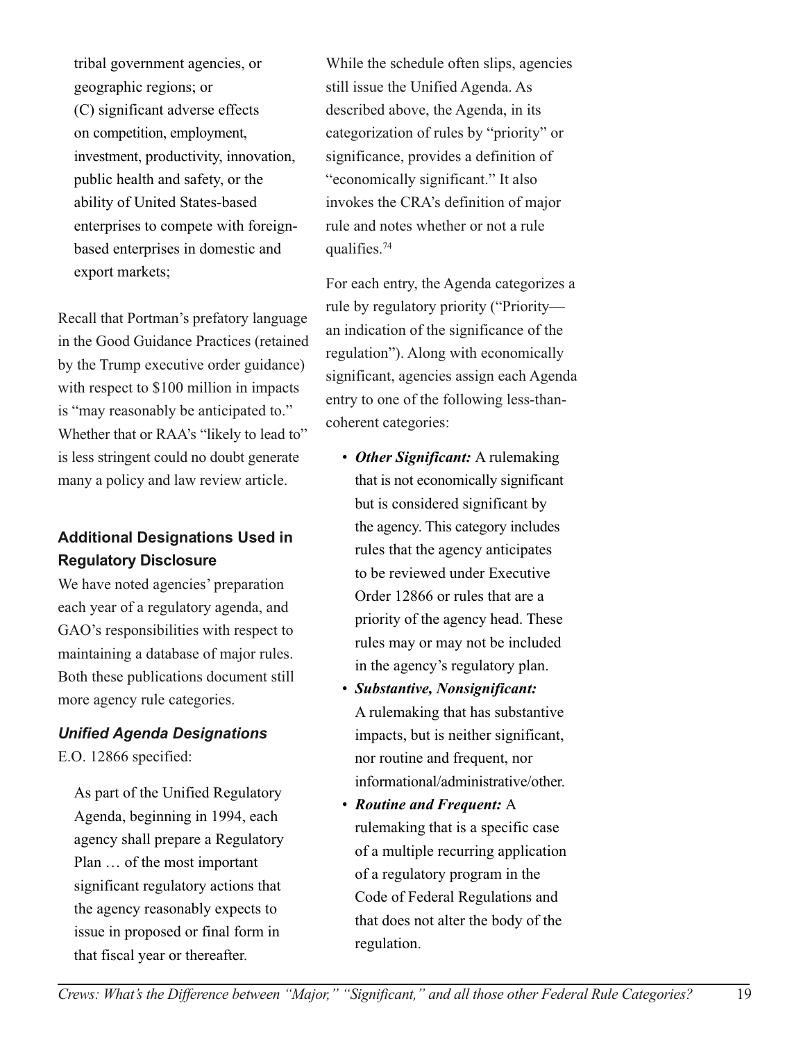tribal government agencies, or geographic regions; or
(C) significant adverse effects on competition, employment, investment, productivity, innovation, public health and safety, or the ability of United States-based enterprises to compete with foreign-based enterprises in domestic and export markets;

Recall that Portman's prefatory language in the Good Guidance Practices (retained by the Trump executive order guidance) with respect to \$100 million in impacts is "may reasonably be anticipated to." Whether that or RAA's "likely to lead to" is less stringent could no doubt generate many a policy and law review article.

### Additional Designations Used in Regulatory Disclosure

We have noted agencies' preparation each year of a regulatory agenda, and GAO's responsibilities with respect to maintaining a database of major rules. Both these publications document still more agency rule categories.

#### *Unified Agenda Designations*

E.O. 12866 specified:

> As part of the Unified Regulatory Agenda, beginning in 1994, each agency shall prepare a Regulatory Plan … of the most important significant regulatory actions that the agency reasonably expects to issue in proposed or final form in that fiscal year or thereafter.

While the schedule often slips, agencies still issue the Unified Agenda. As described above, the Agenda, in its categorization of rules by "priority" or significance, provides a definition of "economically significant." It also invokes the CRA's definition of major rule and notes whether or not a rule qualifies.[74]

For each entry, the Agenda categorizes a rule by regulatory priority ("Priority—an indication of the significance of the regulation"). Along with economically significant, agencies assign each Agenda entry to one of the following less-than-coherent categories:

- ***Other Significant:*** A rulemaking that is not economically significant but is considered significant by the agency. This category includes rules that the agency anticipates to be reviewed under Executive Order 12866 or rules that are a priority of the agency head. These rules may or may not be included in the agency's regulatory plan.
- ***Substantive, Nonsignificant:*** A rulemaking that has substantive impacts, but is neither significant, nor routine and frequent, nor informational/administrative/other.
- ***Routine and Frequent:*** A rulemaking that is a specific case of a multiple recurring application of a regulatory program in the Code of Federal Regulations and that does not alter the body of the regulation.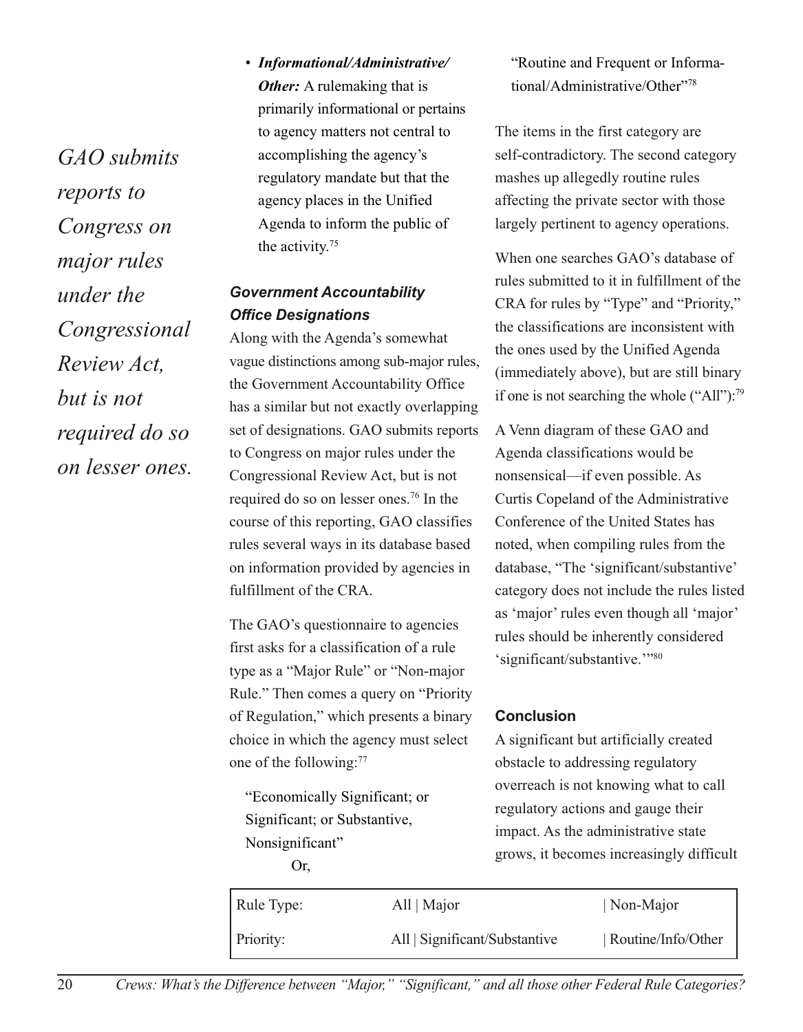- ***Informational/Administrative/ Other:*** A rulemaking that is primarily informational or pertains to agency matters not central to accomplishing the agency's regulatory mandate but that the agency places in the Unified Agenda to inform the public of the activity.[75]

### *Government Accountability Office Designations*

Along with the Agenda's somewhat vague distinctions among sub-major rules, the Government Accountability Office has a similar but not exactly overlapping set of designations. GAO submits reports to Congress on major rules under the Congressional Review Act, but is not required do so on lesser ones.[76] In the course of this reporting, GAO classifies rules several ways in its database based on information provided by agencies in fulfillment of the CRA.

*GAO submits reports to Congress on major rules under the Congressional Review Act, but is not required do so on lesser ones.*

The GAO's questionnaire to agencies first asks for a classification of a rule type as a "Major Rule" or "Non-major Rule." Then comes a query on "Priority of Regulation," which presents a binary choice in which the agency must select one of the following:[77]

> "Economically Significant; or Significant; or Substantive, Nonsignificant"
>
> Or,
>
> "Routine and Frequent or Informational/Administrative/Other"[78]

The items in the first category are self-contradictory. The second category mashes up allegedly routine rules affecting the private sector with those largely pertinent to agency operations.

When one searches GAO's database of rules submitted to it in fulfillment of the CRA for rules by "Type" and "Priority," the classifications are inconsistent with the ones used by the Unified Agenda (immediately above), but are still binary if one is not searching the whole ("All"):[79]

| | | |
|---|---|---|
| Rule Type: | All \| Major | \| Non-Major |
| Priority: | All \| Significant/Substantive | \| Routine/Info/Other |

A Venn diagram of these GAO and Agenda classifications would be nonsensical—if even possible. As Curtis Copeland of the Administrative Conference of the United States has noted, when compiling rules from the database, "The 'significant/substantive' category does not include the rules listed as 'major' rules even though all 'major' rules should be inherently considered 'significant/substantive.'"[80]

### Conclusion

A significant but artificially created obstacle to addressing regulatory overreach is not knowing what to call regulatory actions and gauge their impact. As the administrative state grows, it becomes increasingly difficult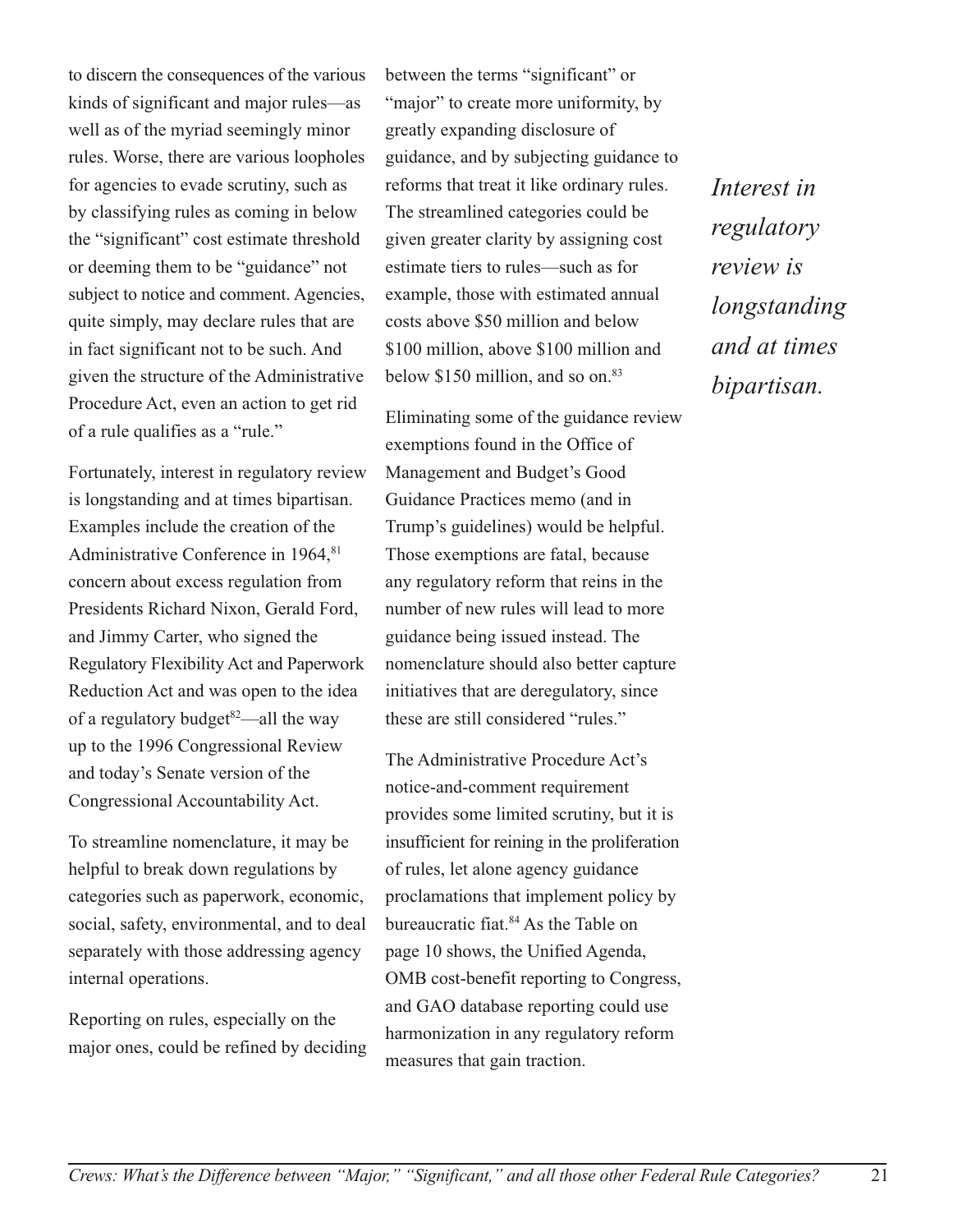to discern the consequences of the various kinds of significant and major rules—as well as of the myriad seemingly minor rules. Worse, there are various loopholes for agencies to evade scrutiny, such as by classifying rules as coming in below the "significant" cost estimate threshold or deeming them to be "guidance" not subject to notice and comment. Agencies, quite simply, may declare rules that are in fact significant not to be such. And given the structure of the Administrative Procedure Act, even an action to get rid of a rule qualifies as a "rule."

Fortunately, interest in regulatory review is longstanding and at times bipartisan. Examples include the creation of the Administrative Conference in 1964,[81] concern about excess regulation from Presidents Richard Nixon, Gerald Ford, and Jimmy Carter, who signed the Regulatory Flexibility Act and Paperwork Reduction Act and was open to the idea of a regulatory budget[82]—all the way up to the 1996 Congressional Review and today's Senate version of the Congressional Accountability Act.

*Interest in regulatory review is longstanding and at times bipartisan.*

To streamline nomenclature, it may be helpful to break down regulations by categories such as paperwork, economic, social, safety, environmental, and to deal separately with those addressing agency internal operations.

Reporting on rules, especially on the major ones, could be refined by deciding between the terms "significant" or "major" to create more uniformity, by greatly expanding disclosure of guidance, and by subjecting guidance to reforms that treat it like ordinary rules. The streamlined categories could be given greater clarity by assigning cost estimate tiers to rules—such as for example, those with estimated annual costs above $50 million and below $100 million, above $100 million and below $150 million, and so on.[83]

Eliminating some of the guidance review exemptions found in the Office of Management and Budget's Good Guidance Practices memo (and in Trump's guidelines) would be helpful. Those exemptions are fatal, because any regulatory reform that reins in the number of new rules will lead to more guidance being issued instead. The nomenclature should also better capture initiatives that are deregulatory, since these are still considered "rules."

The Administrative Procedure Act's notice-and-comment requirement provides some limited scrutiny, but it is insufficient for reining in the proliferation of rules, let alone agency guidance proclamations that implement policy by bureaucratic fiat.[84] As the Table on page 10 shows, the Unified Agenda, OMB cost-benefit reporting to Congress, and GAO database reporting could use harmonization in any regulatory reform measures that gain traction.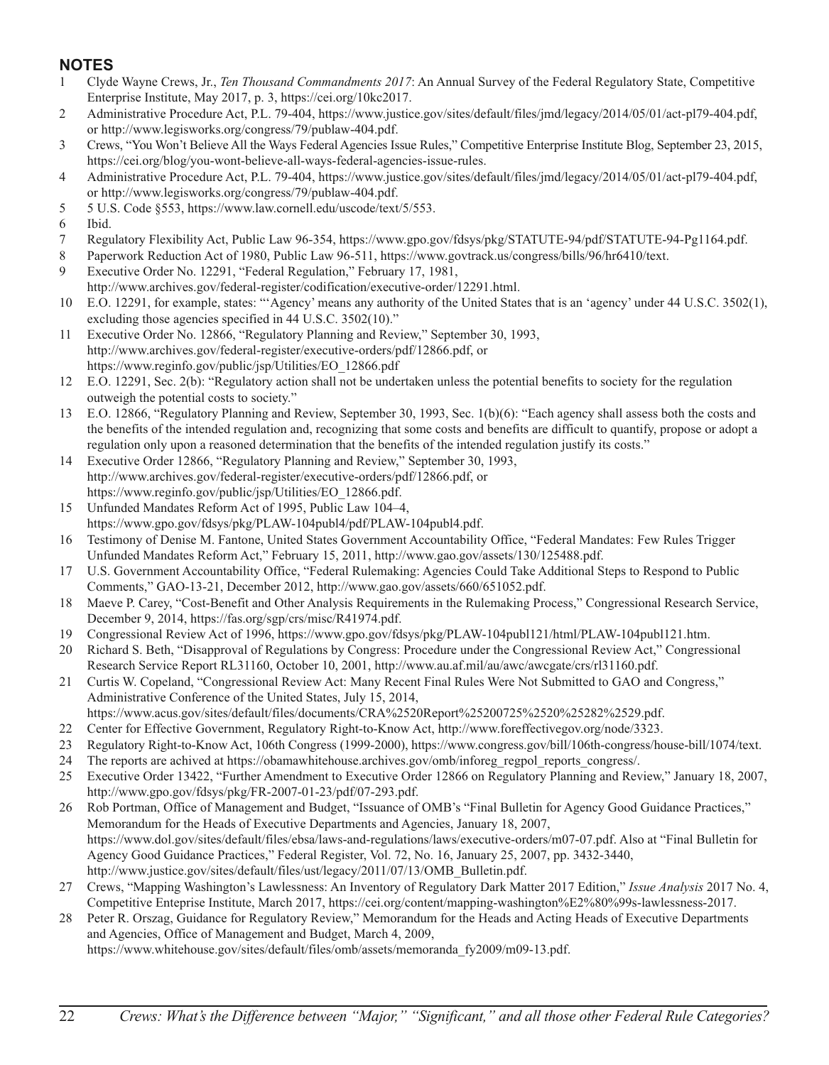## NOTES

1. Clyde Wayne Crews, Jr., *Ten Thousand Commandments 2017*: An Annual Survey of the Federal Regulatory State, Competitive Enterprise Institute, May 2017, p. 3, https://cei.org/10kc2017.
2. Administrative Procedure Act, P.L. 79-404, https://www.justice.gov/sites/default/files/jmd/legacy/2014/05/01/act-pl79-404.pdf, or http://www.legisworks.org/congress/79/publaw-404.pdf.
3. Crews, "You Won't Believe All the Ways Federal Agencies Issue Rules," Competitive Enterprise Institute Blog, September 23, 2015, https://cei.org/blog/you-wont-believe-all-ways-federal-agencies-issue-rules.
4. Administrative Procedure Act, P.L. 79-404, https://www.justice.gov/sites/default/files/jmd/legacy/2014/05/01/act-pl79-404.pdf, or http://www.legisworks.org/congress/79/publaw-404.pdf.
5. 5 U.S. Code §553, https://www.law.cornell.edu/uscode/text/5/553.
6. Ibid.
7. Regulatory Flexibility Act, Public Law 96-354, https://www.gpo.gov/fdsys/pkg/STATUTE-94/pdf/STATUTE-94-Pg1164.pdf.
8. Paperwork Reduction Act of 1980, Public Law 96-511, https://www.govtrack.us/congress/bills/96/hr6410/text.
9. Executive Order No. 12291, "Federal Regulation," February 17, 1981, http://www.archives.gov/federal-register/codification/executive-order/12291.html.
10. E.O. 12291, for example, states: "'Agency' means any authority of the United States that is an 'agency' under 44 U.S.C. 3502(1), excluding those agencies specified in 44 U.S.C. 3502(10)."
11. Executive Order No. 12866, "Regulatory Planning and Review," September 30, 1993, http://www.archives.gov/federal-register/executive-orders/pdf/12866.pdf, or https://www.reginfo.gov/public/jsp/Utilities/EO_12866.pdf
12. E.O. 12291, Sec. 2(b): "Regulatory action shall not be undertaken unless the potential benefits to society for the regulation outweigh the potential costs to society."
13. E.O. 12866, "Regulatory Planning and Review, September 30, 1993, Sec. 1(b)(6): "Each agency shall assess both the costs and the benefits of the intended regulation and, recognizing that some costs and benefits are difficult to quantify, propose or adopt a regulation only upon a reasoned determination that the benefits of the intended regulation justify its costs."
14. Executive Order 12866, "Regulatory Planning and Review," September 30, 1993, http://www.archives.gov/federal-register/executive-orders/pdf/12866.pdf, or https://www.reginfo.gov/public/jsp/Utilities/EO_12866.pdf.
15. Unfunded Mandates Reform Act of 1995, Public Law 104–4, https://www.gpo.gov/fdsys/pkg/PLAW-104publ4/pdf/PLAW-104publ4.pdf.
16. Testimony of Denise M. Fantone, United States Government Accountability Office, "Federal Mandates: Few Rules Trigger Unfunded Mandates Reform Act," February 15, 2011, http://www.gao.gov/assets/130/125488.pdf.
17. U.S. Government Accountability Office, "Federal Rulemaking: Agencies Could Take Additional Steps to Respond to Public Comments," GAO-13-21, December 2012, http://www.gao.gov/assets/660/651052.pdf.
18. Maeve P. Carey, "Cost-Benefit and Other Analysis Requirements in the Rulemaking Process," Congressional Research Service, December 9, 2014, https://fas.org/sgp/crs/misc/R41974.pdf.
19. Congressional Review Act of 1996, https://www.gpo.gov/fdsys/pkg/PLAW-104publ121/html/PLAW-104publ121.htm.
20. Richard S. Beth, "Disapproval of Regulations by Congress: Procedure under the Congressional Review Act," Congressional Research Service Report RL31160, October 10, 2001, http://www.au.af.mil/au/awc/awcgate/crs/rl31160.pdf.
21. Curtis W. Copeland, "Congressional Review Act: Many Recent Final Rules Were Not Submitted to GAO and Congress," Administrative Conference of the United States, July 15, 2014, https://www.acus.gov/sites/default/files/documents/CRA%2520Report%25200725%2520%25282%2529.pdf.
22. Center for Effective Government, Regulatory Right-to-Know Act, http://www.foreffectivegov.org/node/3323.
23. Regulatory Right-to-Know Act, 106th Congress (1999-2000), https://www.congress.gov/bill/106th-congress/house-bill/1074/text.
24. The reports are achived at https://obamawhitehouse.archives.gov/omb/inforeg_regpol_reports_congress/.
25. Executive Order 13422, "Further Amendment to Executive Order 12866 on Regulatory Planning and Review," January 18, 2007, http://www.gpo.gov/fdsys/pkg/FR-2007-01-23/pdf/07-293.pdf.
26. Rob Portman, Office of Management and Budget, "Issuance of OMB's "Final Bulletin for Agency Good Guidance Practices," Memorandum for the Heads of Executive Departments and Agencies, January 18, 2007, https://www.dol.gov/sites/default/files/ebsa/laws-and-regulations/laws/executive-orders/m07-07.pdf. Also at "Final Bulletin for Agency Good Guidance Practices," Federal Register, Vol. 72, No. 16, January 25, 2007, pp. 3432-3440, http://www.justice.gov/sites/default/files/ust/legacy/2011/07/13/OMB_Bulletin.pdf.
27. Crews, "Mapping Washington's Lawlessness: An Inventory of Regulatory Dark Matter 2017 Edition," *Issue Analysis* 2017 No. 4, Competitive Enteprise Institute, March 2017, https://cei.org/content/mapping-washington%E2%80%99s-lawlessness-2017.
28. Peter R. Orszag, Guidance for Regulatory Review," Memorandum for the Heads and Acting Heads of Executive Departments and Agencies, Office of Management and Budget, March 4, 2009, https://www.whitehouse.gov/sites/default/files/omb/assets/memoranda_fy2009/m09-13.pdf.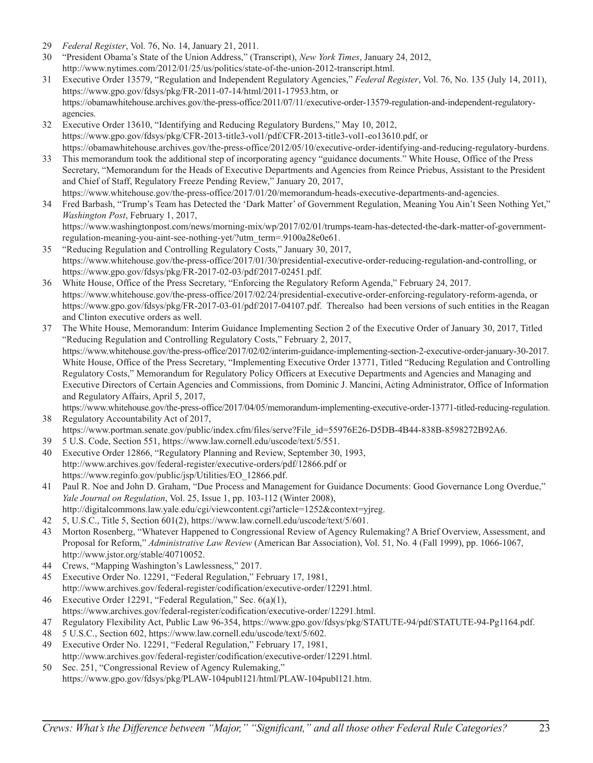29 *Federal Register*, Vol. 76, No. 14, January 21, 2011.

30 "President Obama's State of the Union Address," (Transcript), *New York Times*, January 24, 2012, http://www.nytimes.com/2012/01/25/us/politics/state-of-the-union-2012-transcript.html.

31 Executive Order 13579, "Regulation and Independent Regulatory Agencies," *Federal Register*, Vol. 76, No. 135 (July 14, 2011), https://www.gpo.gov/fdsys/pkg/FR-2011-07-14/html/2011-17953.htm, or https://obamawhitehouse.archives.gov/the-press-office/2011/07/11/executive-order-13579-regulation-and-independent-regulatory-agencies.

32 Executive Order 13610, "Identifying and Reducing Regulatory Burdens," May 10, 2012, https://www.gpo.gov/fdsys/pkg/CFR-2013-title3-vol1/pdf/CFR-2013-title3-vol1-eo13610.pdf, or https://obamawhitehouse.archives.gov/the-press-office/2012/05/10/executive-order-identifying-and-reducing-regulatory-burdens.

33 This memorandum took the additional step of incorporating agency "guidance documents." White House, Office of the Press Secretary, "Memorandum for the Heads of Executive Departments and Agencies from Reince Priebus, Assistant to the President and Chief of Staff, Regulatory Freeze Pending Review," January 20, 2017, https://www.whitehouse.gov/the-press-office/2017/01/20/memorandum-heads-executive-departments-and-agencies.

34 Fred Barbash, "Trump's Team has Detected the 'Dark Matter' of Government Regulation, Meaning You Ain't Seen Nothing Yet," *Washington Post*, February 1, 2017, https://www.washingtonpost.com/news/morning-mix/wp/2017/02/01/trumps-team-has-detected-the-dark-matter-of-government-regulation-meaning-you-aint-see-nothing-yet/?utm_term=.9100a28e0e61.

35 "Reducing Regulation and Controlling Regulatory Costs," January 30, 2017, https://www.whitehouse.gov/the-press-office/2017/01/30/presidential-executive-order-reducing-regulation-and-controlling, or https://www.gpo.gov/fdsys/pkg/FR-2017-02-03/pdf/2017-02451.pdf.

36 White House, Office of the Press Secretary, "Enforcing the Regulatory Reform Agenda," February 24, 2017. https://www.whitehouse.gov/the-press-office/2017/02/24/presidential-executive-order-enforcing-regulatory-reform-agenda, or https://www.gpo.gov/fdsys/pkg/FR-2017-03-01/pdf/2017-04107.pdf. Therealso had been versions of such entities in the Reagan and Clinton executive orders as well.

37 The White House, Memorandum: Interim Guidance Implementing Section 2 of the Executive Order of January 30, 2017, Titled "Reducing Regulation and Controlling Regulatory Costs," February 2, 2017, https://www.whitehouse.gov/the-press-office/2017/02/02/interim-guidance-implementing-section-2-executive-order-january-30-2017. White House, Office of the Press Secretary, "Implementing Executive Order 13771, Titled "Reducing Regulation and Controlling Regulatory Costs," Memorandum for Regulatory Policy Officers at Executive Departments and Agencies and Managing and Executive Directors of Certain Agencies and Commissions, from Dominic J. Mancini, Acting Administrator, Office of Information and Regulatory Affairs, April 5, 2017, https://www.whitehouse.gov/the-press-office/2017/04/05/memorandum-implementing-executive-order-13771-titled-reducing-regulation.

38 Regulatory Accountability Act of 2017, https://www.portman.senate.gov/public/index.cfm/files/serve?File_id=55976E26-D5DB-4B44-838B-8598272B92A6.

39 5 U.S. Code, Section 551, https://www.law.cornell.edu/uscode/text/5/551.

40 Executive Order 12866, "Regulatory Planning and Review, September 30, 1993, http://www.archives.gov/federal-register/executive-orders/pdf/12866.pdf or https://www.reginfo.gov/public/jsp/Utilities/EO_12866.pdf.

41 Paul R. Noe and John D. Graham, "Due Process and Management for Guidance Documents: Good Governance Long Overdue," *Yale Journal on Regulation*, Vol. 25, Issue 1, pp. 103-112 (Winter 2008), http://digitalcommons.law.yale.edu/cgi/viewcontent.cgi?article=1252&context=yjreg.

42 5, U.S.C., Title 5, Section 601(2), https://www.law.cornell.edu/uscode/text/5/601.

43 Morton Rosenberg, "Whatever Happened to Congressional Review of Agency Rulemaking? A Brief Overview, Assessment, and Proposal for Reform," *Administrative Law Review* (American Bar Association), Vol. 51, No. 4 (Fall 1999), pp. 1066-1067, http://www.jstor.org/stable/40710052.

44 Crews, "Mapping Washington's Lawlessness," 2017.

45 Executive Order No. 12291, "Federal Regulation," February 17, 1981, http://www.archives.gov/federal-register/codification/executive-order/12291.html.

46 Executive Order 12291, "Federal Regulation," Sec. 6(a)(1), https://www.archives.gov/federal-register/codification/executive-order/12291.html.

47 Regulatory Flexibility Act, Public Law 96-354, https://www.gpo.gov/fdsys/pkg/STATUTE-94/pdf/STATUTE-94-Pg1164.pdf.

48 5 U.S.C., Section 602, https://www.law.cornell.edu/uscode/text/5/602.

49 Executive Order No. 12291, "Federal Regulation," February 17, 1981, http://www.archives.gov/federal-register/codification/executive-order/12291.html.

50 Sec. 251, "Congressional Review of Agency Rulemaking," https://www.gpo.gov/fdsys/pkg/PLAW-104publ121/html/PLAW-104publ121.htm.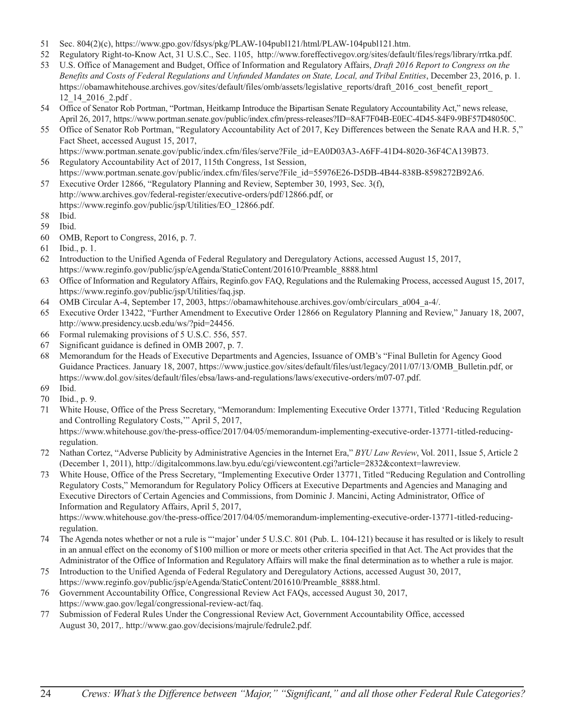51 Sec. 804(2)(c), https://www.gpo.gov/fdsys/pkg/PLAW-104publ121/html/PLAW-104publ121.htm.

52 Regulatory Right-to-Know Act, 31 U.S.C., Sec. 1105, http://www.foreffectivegov.org/sites/default/files/regs/library/rrtka.pdf.

53 U.S. Office of Management and Budget, Office of Information and Regulatory Affairs, *Draft 2016 Report to Congress on the Benefits and Costs of Federal Regulations and Unfunded Mandates on State, Local, and Tribal Entities*, December 23, 2016, p. 1. https://obamawhitehouse.archives.gov/sites/default/files/omb/assets/legislative_reports/draft_2016_cost_benefit_report_12_14_2016_2.pdf .

54 Office of Senator Rob Portman, "Portman, Heitkamp Introduce the Bipartisan Senate Regulatory Accountability Act," news release, April 26, 2017, https://www.portman.senate.gov/public/index.cfm/press-releases?ID=8AF7F04B-E0EC-4D45-84F9-9BF57D48050C.

55 Office of Senator Rob Portman, "Regulatory Accountability Act of 2017, Key Differences between the Senate RAA and H.R. 5," Fact Sheet, accessed August 15, 2017, https://www.portman.senate.gov/public/index.cfm/files/serve?File_id=EA0D03A3-A6FF-41D4-8020-36F4CA139B73.

56 Regulatory Accountability Act of 2017, 115th Congress, 1st Session, https://www.portman.senate.gov/public/index.cfm/files/serve?File_id=55976E26-D5DB-4B44-838B-8598272B92A6.

57 Executive Order 12866, "Regulatory Planning and Review, September 30, 1993, Sec. 3(f), http://www.archives.gov/federal-register/executive-orders/pdf/12866.pdf, or https://www.reginfo.gov/public/jsp/Utilities/EO_12866.pdf.

58 Ibid.

59 Ibid.

60 OMB, Report to Congress, 2016, p. 7.

61 Ibid., p. 1.

62 Introduction to the Unified Agenda of Federal Regulatory and Deregulatory Actions, accessed August 15, 2017, https://www.reginfo.gov/public/jsp/eAgenda/StaticContent/201610/Preamble_8888.html

63 Office of Information and Regulatory Affairs, Reginfo.gov FAQ, Regulations and the Rulemaking Process, accessed August 15, 2017, https://www.reginfo.gov/public/jsp/Utilities/faq.jsp.

64 OMB Circular A-4, September 17, 2003, https://obamawhitehouse.archives.gov/omb/circulars_a004_a-4/.

65 Executive Order 13422, "Further Amendment to Executive Order 12866 on Regulatory Planning and Review," January 18, 2007, http://www.presidency.ucsb.edu/ws/?pid=24456.

66 Formal rulemaking provisions of 5 U.S.C. 556, 557.

67 Significant guidance is defined in OMB 2007, p. 7.

68 Memorandum for the Heads of Executive Departments and Agencies, Issuance of OMB's "Final Bulletin for Agency Good Guidance Practices. January 18, 2007, https://www.justice.gov/sites/default/files/ust/legacy/2011/07/13/OMB_Bulletin.pdf, or https://www.dol.gov/sites/default/files/ebsa/laws-and-regulations/laws/executive-orders/m07-07.pdf.

69 Ibid.

70 Ibid., p. 9.

71 White House, Office of the Press Secretary, "Memorandum: Implementing Executive Order 13771, Titled 'Reducing Regulation and Controlling Regulatory Costs,'" April 5, 2017, https://www.whitehouse.gov/the-press-office/2017/04/05/memorandum-implementing-executive-order-13771-titled-reducing-regulation.

72 Nathan Cortez, "Adverse Publicity by Administrative Agencies in the Internet Era," *BYU Law Review*, Vol. 2011, Issue 5, Article 2 (December 1, 2011), http://digitalcommons.law.byu.edu/cgi/viewcontent.cgi?article=2832&context=lawreview.

73 White House, Office of the Press Secretary, "Implementing Executive Order 13771, Titled "Reducing Regulation and Controlling Regulatory Costs," Memorandum for Regulatory Policy Officers at Executive Departments and Agencies and Managing and Executive Directors of Certain Agencies and Commissions, from Dominic J. Mancini, Acting Administrator, Office of Information and Regulatory Affairs, April 5, 2017, https://www.whitehouse.gov/the-press-office/2017/04/05/memorandum-implementing-executive-order-13771-titled-reducing-regulation.

74 The Agenda notes whether or not a rule is "'major' under 5 U.S.C. 801 (Pub. L. 104-121) because it has resulted or is likely to result in an annual effect on the economy of $100 million or more or meets other criteria specified in that Act. The Act provides that the Administrator of the Office of Information and Regulatory Affairs will make the final determination as to whether a rule is major.

75 Introduction to the Unified Agenda of Federal Regulatory and Deregulatory Actions, accessed August 30, 2017, https://www.reginfo.gov/public/jsp/eAgenda/StaticContent/201610/Preamble_8888.html.

76 Government Accountability Office, Congressional Review Act FAQs, accessed August 30, 2017, https://www.gao.gov/legal/congressional-review-act/faq.

77 Submission of Federal Rules Under the Congressional Review Act, Government Accountability Office, accessed August 30, 2017,. http://www.gao.gov/decisions/majrule/fedrule2.pdf.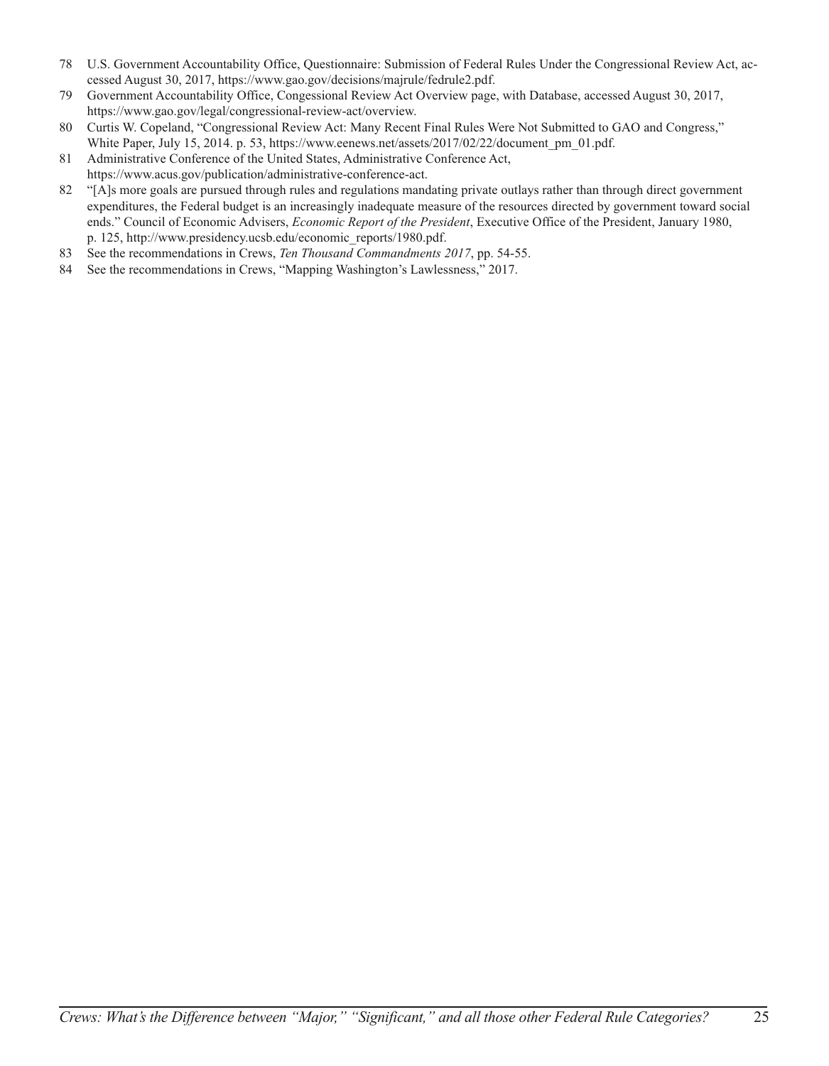78 U.S. Government Accountability Office, Questionnaire: Submission of Federal Rules Under the Congressional Review Act, accessed August 30, 2017, https://www.gao.gov/decisions/majrule/fedrule2.pdf.

79 Government Accountability Office, Congessional Review Act Overview page, with Database, accessed August 30, 2017, https://www.gao.gov/legal/congressional-review-act/overview.

80 Curtis W. Copeland, "Congressional Review Act: Many Recent Final Rules Were Not Submitted to GAO and Congress," White Paper, July 15, 2014. p. 53, https://www.eenews.net/assets/2017/02/22/document_pm_01.pdf.

81 Administrative Conference of the United States, Administrative Conference Act, https://www.acus.gov/publication/administrative-conference-act.

82 "[A]s more goals are pursued through rules and regulations mandating private outlays rather than through direct government expenditures, the Federal budget is an increasingly inadequate measure of the resources directed by government toward social ends." Council of Economic Advisers, *Economic Report of the President*, Executive Office of the President, January 1980, p. 125, http://www.presidency.ucsb.edu/economic_reports/1980.pdf.

83 See the recommendations in Crews, *Ten Thousand Commandments 2017*, pp. 54-55.

84 See the recommendations in Crews, "Mapping Washington's Lawlessness," 2017.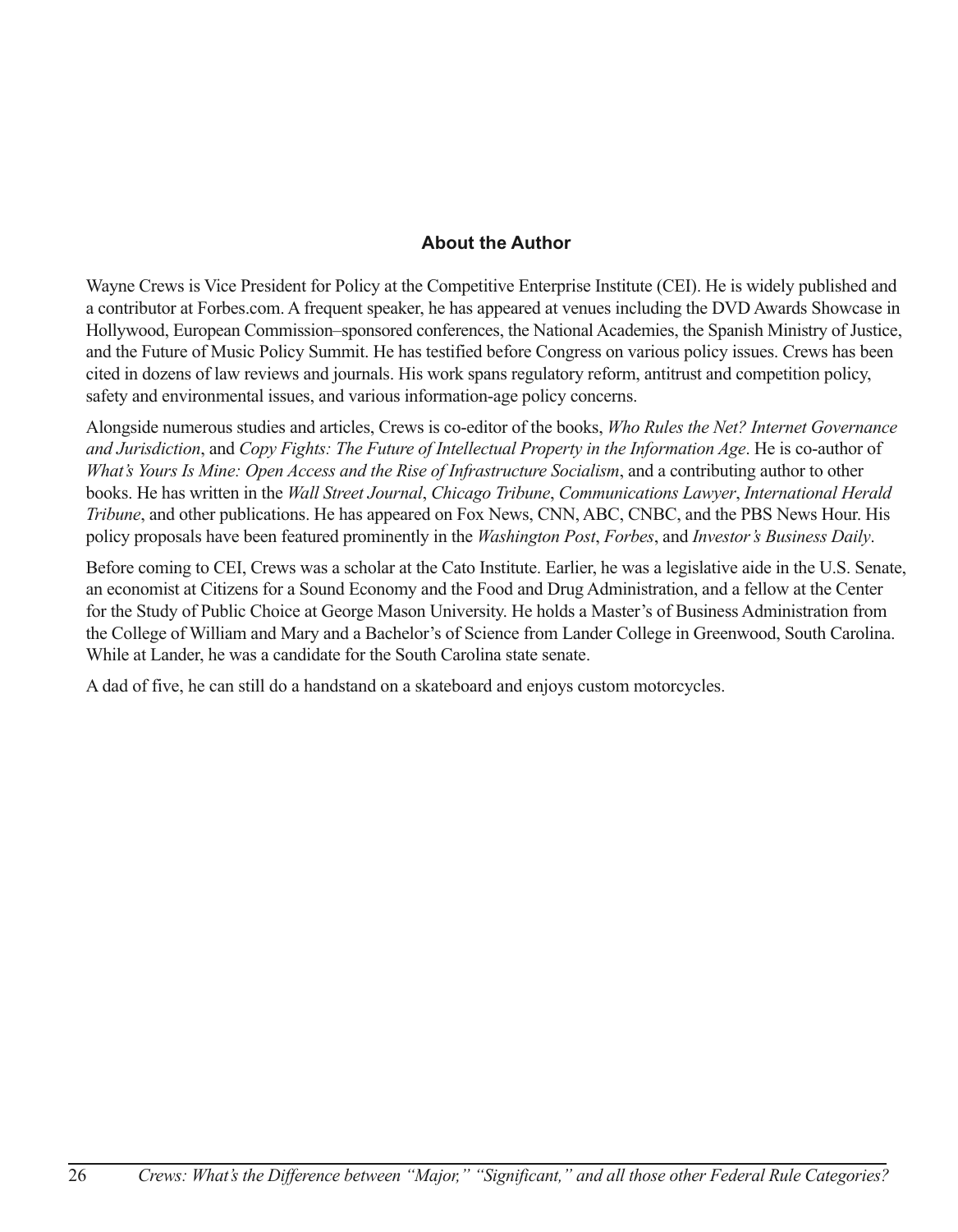## About the Author

Wayne Crews is Vice President for Policy at the Competitive Enterprise Institute (CEI). He is widely published and a contributor at Forbes.com. A frequent speaker, he has appeared at venues including the DVD Awards Showcase in Hollywood, European Commission–sponsored conferences, the National Academies, the Spanish Ministry of Justice, and the Future of Music Policy Summit. He has testified before Congress on various policy issues. Crews has been cited in dozens of law reviews and journals. His work spans regulatory reform, antitrust and competition policy, safety and environmental issues, and various information-age policy concerns.

Alongside numerous studies and articles, Crews is co-editor of the books, *Who Rules the Net? Internet Governance and Jurisdiction*, and *Copy Fights: The Future of Intellectual Property in the Information Age*. He is co-author of *What's Yours Is Mine: Open Access and the Rise of Infrastructure Socialism*, and a contributing author to other books. He has written in the *Wall Street Journal*, *Chicago Tribune*, *Communications Lawyer*, *International Herald Tribune*, and other publications. He has appeared on Fox News, CNN, ABC, CNBC, and the PBS News Hour. His policy proposals have been featured prominently in the *Washington Post*, *Forbes*, and *Investor's Business Daily*.

Before coming to CEI, Crews was a scholar at the Cato Institute. Earlier, he was a legislative aide in the U.S. Senate, an economist at Citizens for a Sound Economy and the Food and Drug Administration, and a fellow at the Center for the Study of Public Choice at George Mason University. He holds a Master's of Business Administration from the College of William and Mary and a Bachelor's of Science from Lander College in Greenwood, South Carolina. While at Lander, he was a candidate for the South Carolina state senate.

A dad of five, he can still do a handstand on a skateboard and enjoys custom motorcycles.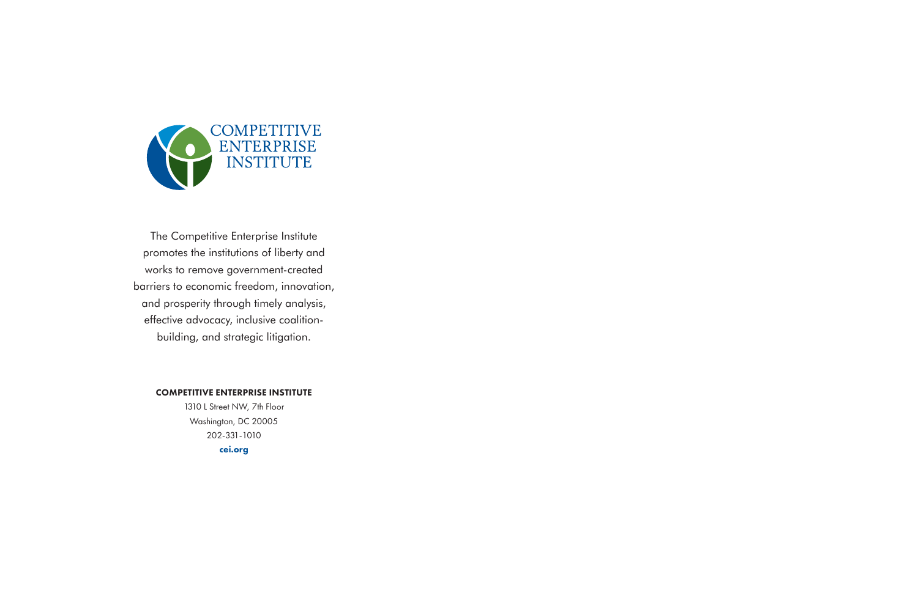COMPETITIVE
ENTERPRISE
INSTITUTE

The Competitive Enterprise Institute promotes the institutions of liberty and works to remove government-created barriers to economic freedom, innovation, and prosperity through timely analysis, effective advocacy, inclusive coalition-building, and strategic litigation.

**COMPETITIVE ENTERPRISE INSTITUTE**

1310 L Street NW, 7th Floor
Washington, DC 20005
202-331-1010
**cei.org**